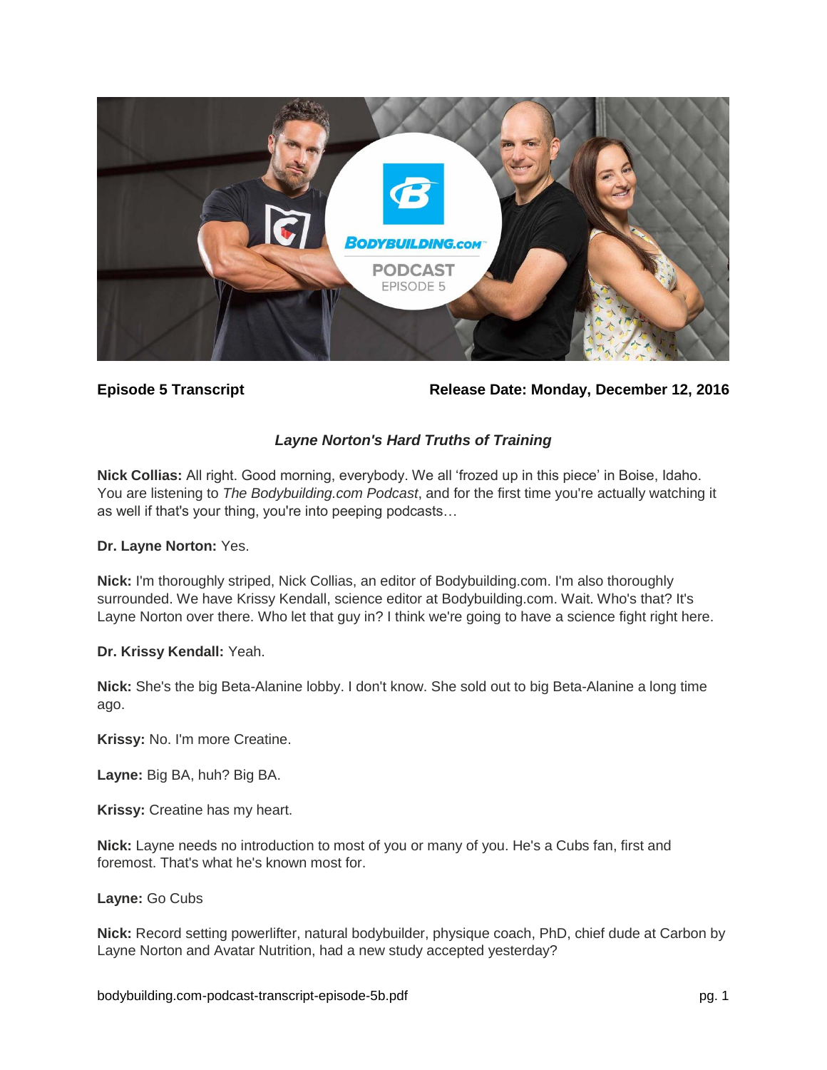**Episode 5 Transcript** **Release Date: Monday, December 12, 2016**

## *Layne Norton's Hard Truths of Training*

**Nick Collias:** All right. Good morning, everybody. We all 'frozed up in this piece' in Boise, Idaho. You are listening to *The Bodybuilding.com Podcast*, and for the first time you're actually watching it as well if that's your thing, you're into peeping podcasts…

**Dr. Layne Norton:** Yes.

**Nick:** I'm thoroughly striped, Nick Collias, an editor of Bodybuilding.com. I'm also thoroughly surrounded. We have Krissy Kendall, science editor at Bodybuilding.com. Wait. Who's that? It's Layne Norton over there. Who let that guy in? I think we're going to have a science fight right here.

**Dr. Krissy Kendall:** Yeah.

**Nick:** She's the big Beta-Alanine lobby. I don't know. She sold out to big Beta-Alanine a long time ago.

**Krissy:** No. I'm more Creatine.

**Layne:** Big BA, huh? Big BA.

**Krissy:** Creatine has my heart.

**Nick:** Layne needs no introduction to most of you or many of you. He's a Cubs fan, first and foremost. That's what he's known most for.

**Layne:** Go Cubs

**Nick:** Record setting powerlifter, natural bodybuilder, physique coach, PhD, chief dude at Carbon by Layne Norton and Avatar Nutrition, had a new study accepted yesterday?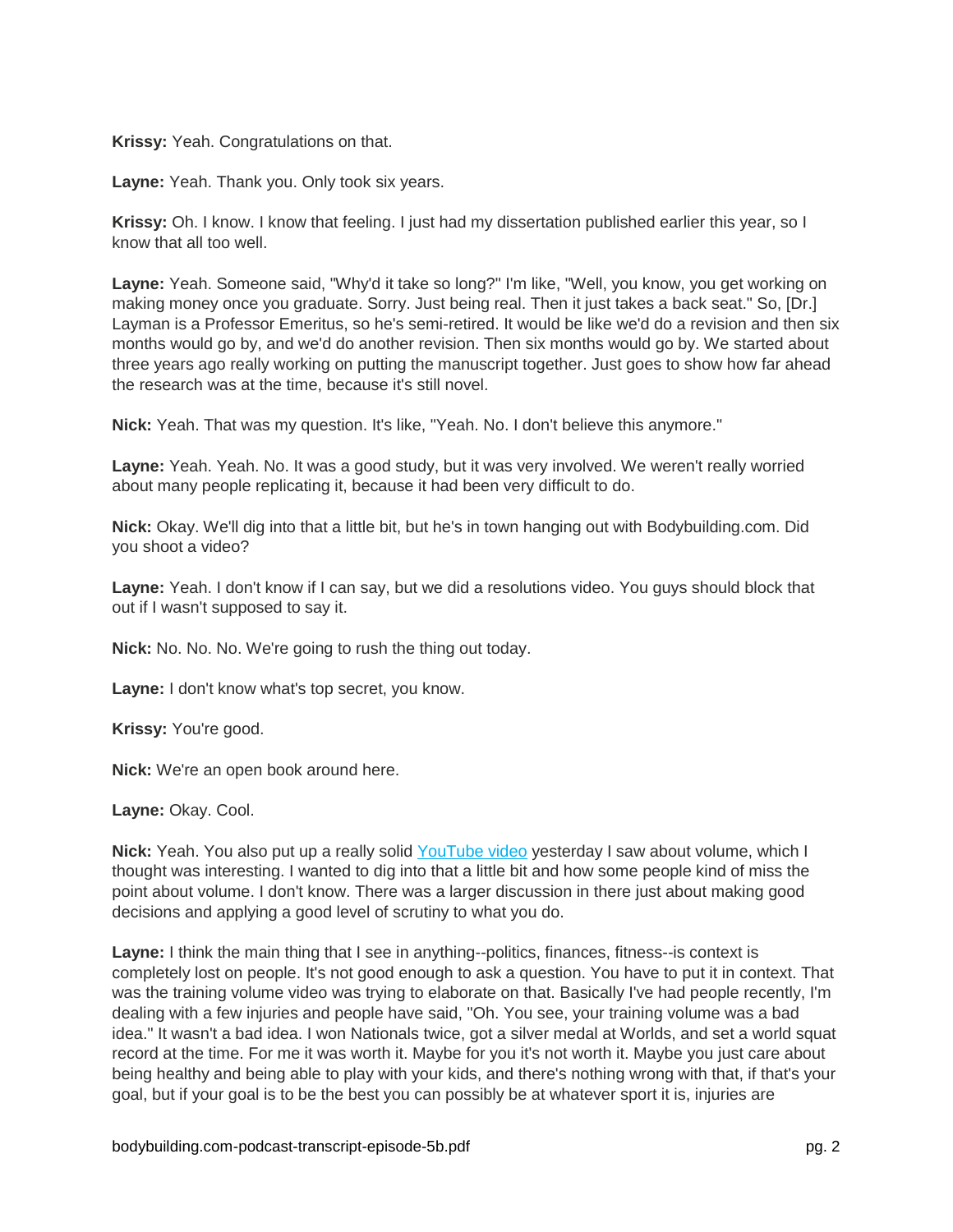**Krissy:** Yeah. Congratulations on that.

**Layne:** Yeah. Thank you. Only took six years.

**Krissy:** Oh. I know. I know that feeling. I just had my dissertation published earlier this year, so I know that all too well.

**Layne:** Yeah. Someone said, "Why'd it take so long?" I'm like, "Well, you know, you get working on making money once you graduate. Sorry. Just being real. Then it just takes a back seat." So, [Dr.] Layman is a Professor Emeritus, so he's semi-retired. It would be like we'd do a revision and then six months would go by, and we'd do another revision. Then six months would go by. We started about three years ago really working on putting the manuscript together. Just goes to show how far ahead the research was at the time, because it's still novel.

**Nick:** Yeah. That was my question. It's like, "Yeah. No. I don't believe this anymore."

**Layne:** Yeah. Yeah. No. It was a good study, but it was very involved. We weren't really worried about many people replicating it, because it had been very difficult to do.

**Nick:** Okay. We'll dig into that a little bit, but he's in town hanging out with Bodybuilding.com. Did you shoot a video?

**Layne:** Yeah. I don't know if I can say, but we did a resolutions video. You guys should block that out if I wasn't supposed to say it.

**Nick:** No. No. No. We're going to rush the thing out today.

**Layne:** I don't know what's top secret, you know.

**Krissy:** You're good.

**Nick:** We're an open book around here.

**Layne:** Okay. Cool.

**Nick:** Yeah. You also put up a really solid YouTube video yesterday I saw about volume, which I thought was interesting. I wanted to dig into that a little bit and how some people kind of miss the point about volume. I don't know. There was a larger discussion in there just about making good decisions and applying a good level of scrutiny to what you do.

**Layne:** I think the main thing that I see in anything--politics, finances, fitness--is context is completely lost on people. It's not good enough to ask a question. You have to put it in context. That was the training volume video was trying to elaborate on that. Basically I've had people recently, I'm dealing with a few injuries and people have said, "Oh. You see, your training volume was a bad idea." It wasn't a bad idea. I won Nationals twice, got a silver medal at Worlds, and set a world squat record at the time. For me it was worth it. Maybe for you it's not worth it. Maybe you just care about being healthy and being able to play with your kids, and there's nothing wrong with that, if that's your goal, but if your goal is to be the best you can possibly be at whatever sport it is, injuries are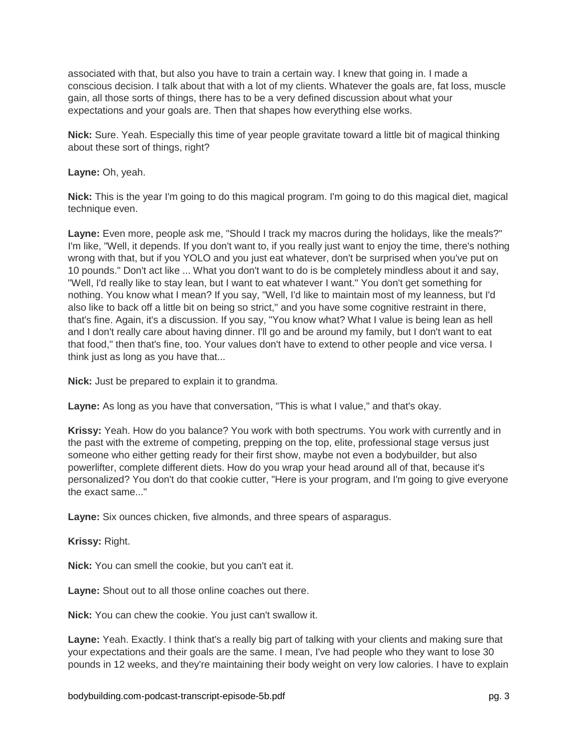associated with that, but also you have to train a certain way. I knew that going in. I made a conscious decision. I talk about that with a lot of my clients. Whatever the goals are, fat loss, muscle gain, all those sorts of things, there has to be a very defined discussion about what your expectations and your goals are. Then that shapes how everything else works.

**Nick:** Sure. Yeah. Especially this time of year people gravitate toward a little bit of magical thinking about these sort of things, right?

**Layne:** Oh, yeah.

**Nick:** This is the year I'm going to do this magical program. I'm going to do this magical diet, magical technique even.

**Layne:** Even more, people ask me, "Should I track my macros during the holidays, like the meals?" I'm like, "Well, it depends. If you don't want to, if you really just want to enjoy the time, there's nothing wrong with that, but if you YOLO and you just eat whatever, don't be surprised when you've put on 10 pounds." Don't act like ... What you don't want to do is be completely mindless about it and say, "Well, I'd really like to stay lean, but I want to eat whatever I want." You don't get something for nothing. You know what I mean? If you say, "Well, I'd like to maintain most of my leanness, but I'd also like to back off a little bit on being so strict," and you have some cognitive restraint in there, that's fine. Again, it's a discussion. If you say, "You know what? What I value is being lean as hell and I don't really care about having dinner. I'll go and be around my family, but I don't want to eat that food," then that's fine, too. Your values don't have to extend to other people and vice versa. I think just as long as you have that...

**Nick:** Just be prepared to explain it to grandma.

**Layne:** As long as you have that conversation, "This is what I value," and that's okay.

**Krissy:** Yeah. How do you balance? You work with both spectrums. You work with currently and in the past with the extreme of competing, prepping on the top, elite, professional stage versus just someone who either getting ready for their first show, maybe not even a bodybuilder, but also powerlifter, complete different diets. How do you wrap your head around all of that, because it's personalized? You don't do that cookie cutter, "Here is your program, and I'm going to give everyone the exact same..."

**Layne:** Six ounces chicken, five almonds, and three spears of asparagus.

**Krissy:** Right.

**Nick:** You can smell the cookie, but you can't eat it.

**Layne:** Shout out to all those online coaches out there.

**Nick:** You can chew the cookie. You just can't swallow it.

**Layne:** Yeah. Exactly. I think that's a really big part of talking with your clients and making sure that your expectations and their goals are the same. I mean, I've had people who they want to lose 30 pounds in 12 weeks, and they're maintaining their body weight on very low calories. I have to explain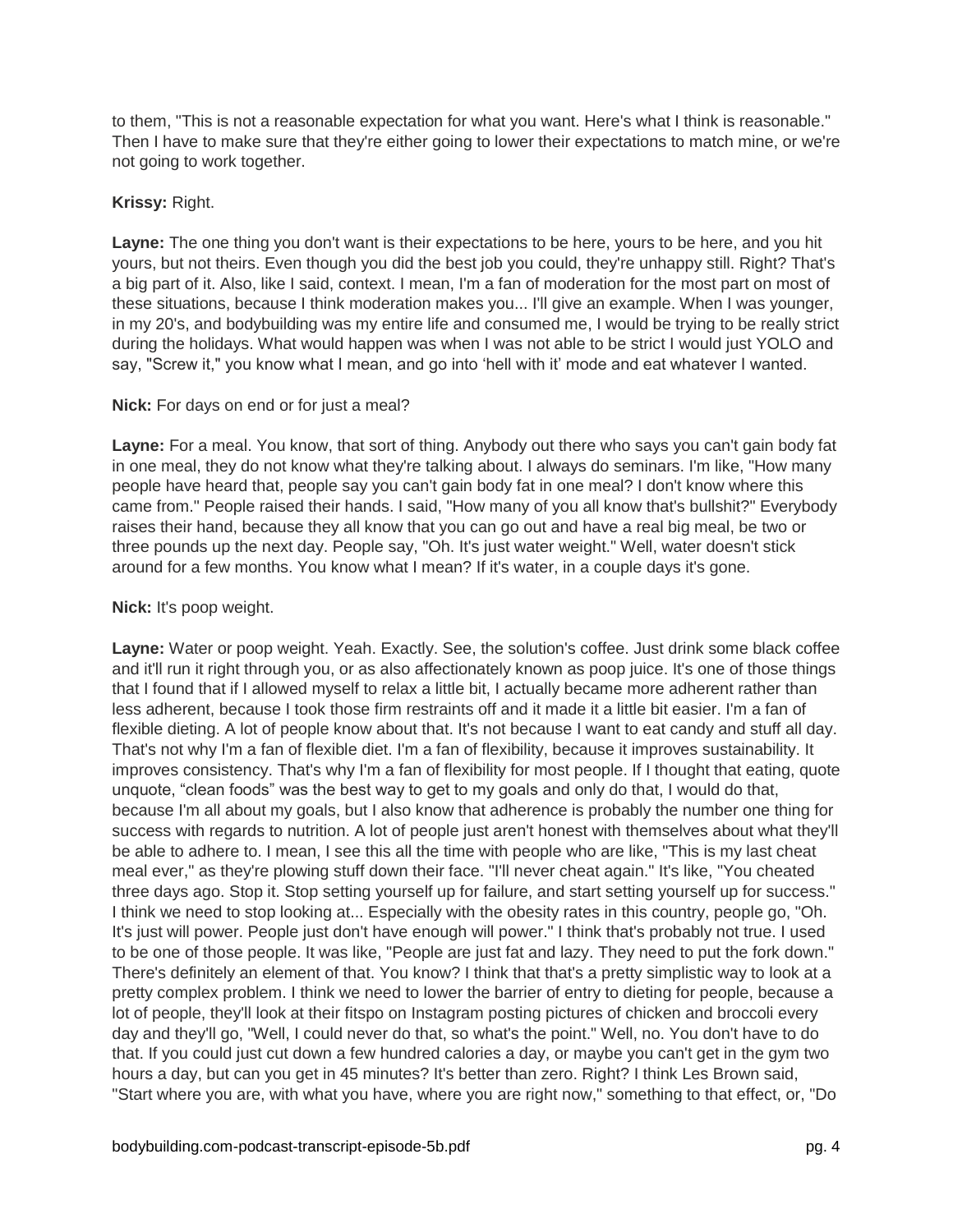to them, "This is not a reasonable expectation for what you want. Here's what I think is reasonable." Then I have to make sure that they're either going to lower their expectations to match mine, or we're not going to work together.

**Krissy:** Right.

**Layne:** The one thing you don't want is their expectations to be here, yours to be here, and you hit yours, but not theirs. Even though you did the best job you could, they're unhappy still. Right? That's a big part of it. Also, like I said, context. I mean, I'm a fan of moderation for the most part on most of these situations, because I think moderation makes you... I'll give an example. When I was younger, in my 20's, and bodybuilding was my entire life and consumed me, I would be trying to be really strict during the holidays. What would happen was when I was not able to be strict I would just YOLO and say, "Screw it," you know what I mean, and go into 'hell with it' mode and eat whatever I wanted.

**Nick:** For days on end or for just a meal?

**Layne:** For a meal. You know, that sort of thing. Anybody out there who says you can't gain body fat in one meal, they do not know what they're talking about. I always do seminars. I'm like, "How many people have heard that, people say you can't gain body fat in one meal? I don't know where this came from." People raised their hands. I said, "How many of you all know that's bullshit?" Everybody raises their hand, because they all know that you can go out and have a real big meal, be two or three pounds up the next day. People say, "Oh. It's just water weight." Well, water doesn't stick around for a few months. You know what I mean? If it's water, in a couple days it's gone.

**Nick:** It's poop weight.

**Layne:** Water or poop weight. Yeah. Exactly. See, the solution's coffee. Just drink some black coffee and it'll run it right through you, or as also affectionately known as poop juice. It's one of those things that I found that if I allowed myself to relax a little bit, I actually became more adherent rather than less adherent, because I took those firm restraints off and it made it a little bit easier. I'm a fan of flexible dieting. A lot of people know about that. It's not because I want to eat candy and stuff all day. That's not why I'm a fan of flexible diet. I'm a fan of flexibility, because it improves sustainability. It improves consistency. That's why I'm a fan of flexibility for most people. If I thought that eating, quote unquote, "clean foods" was the best way to get to my goals and only do that, I would do that, because I'm all about my goals, but I also know that adherence is probably the number one thing for success with regards to nutrition. A lot of people just aren't honest with themselves about what they'll be able to adhere to. I mean, I see this all the time with people who are like, "This is my last cheat meal ever," as they're plowing stuff down their face. "I'll never cheat again." It's like, "You cheated three days ago. Stop it. Stop setting yourself up for failure, and start setting yourself up for success." I think we need to stop looking at... Especially with the obesity rates in this country, people go, "Oh. It's just will power. People just don't have enough will power." I think that's probably not true. I used to be one of those people. It was like, "People are just fat and lazy. They need to put the fork down." There's definitely an element of that. You know? I think that that's a pretty simplistic way to look at a pretty complex problem. I think we need to lower the barrier of entry to dieting for people, because a lot of people, they'll look at their fitspo on Instagram posting pictures of chicken and broccoli every day and they'll go, "Well, I could never do that, so what's the point." Well, no. You don't have to do that. If you could just cut down a few hundred calories a day, or maybe you can't get in the gym two hours a day, but can you get in 45 minutes? It's better than zero. Right? I think Les Brown said, "Start where you are, with what you have, where you are right now," something to that effect, or, "Do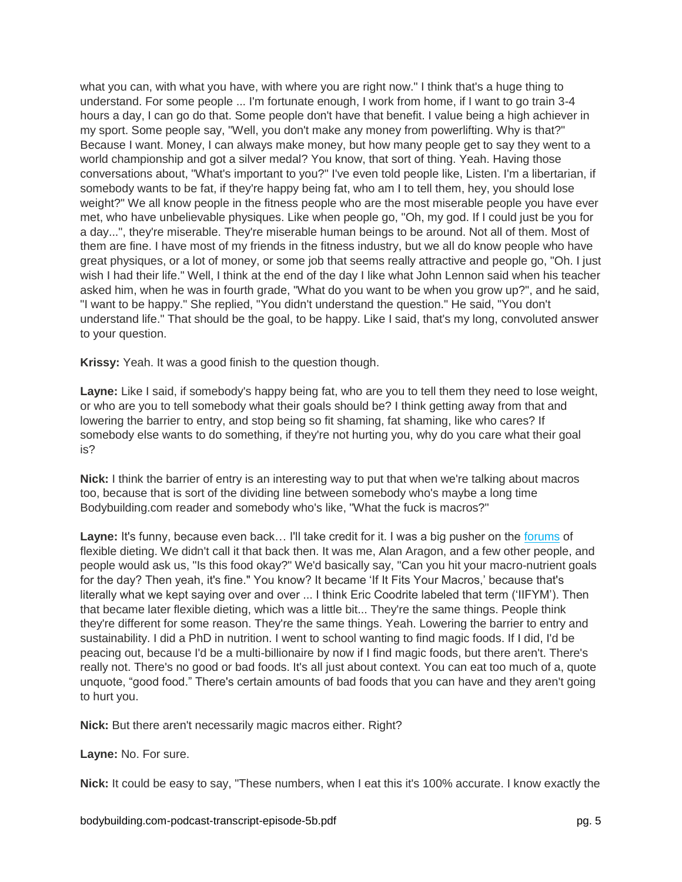what you can, with what you have, with where you are right now." I think that's a huge thing to understand. For some people ... I'm fortunate enough, I work from home, if I want to go train 3-4 hours a day, I can go do that. Some people don't have that benefit. I value being a high achiever in my sport. Some people say, "Well, you don't make any money from powerlifting. Why is that?" Because I want. Money, I can always make money, but how many people get to say they went to a world championship and got a silver medal? You know, that sort of thing. Yeah. Having those conversations about, "What's important to you?" I've even told people like, Listen. I'm a libertarian, if somebody wants to be fat, if they're happy being fat, who am I to tell them, hey, you should lose weight?" We all know people in the fitness people who are the most miserable people you have ever met, who have unbelievable physiques. Like when people go, "Oh, my god. If I could just be you for a day...", they're miserable. They're miserable human beings to be around. Not all of them. Most of them are fine. I have most of my friends in the fitness industry, but we all do know people who have great physiques, or a lot of money, or some job that seems really attractive and people go, "Oh. I just wish I had their life." Well, I think at the end of the day I like what John Lennon said when his teacher asked him, when he was in fourth grade, "What do you want to be when you grow up?", and he said, "I want to be happy." She replied, "You didn't understand the question." He said, "You don't understand life." That should be the goal, to be happy. Like I said, that's my long, convoluted answer to your question.

**Krissy:** Yeah. It was a good finish to the question though.

**Layne:** Like I said, if somebody's happy being fat, who are you to tell them they need to lose weight, or who are you to tell somebody what their goals should be? I think getting away from that and lowering the barrier to entry, and stop being so fit shaming, fat shaming, like who cares? If somebody else wants to do something, if they're not hurting you, why do you care what their goal is?

**Nick:** I think the barrier of entry is an interesting way to put that when we're talking about macros too, because that is sort of the dividing line between somebody who's maybe a long time Bodybuilding.com reader and somebody who's like, "What the fuck is macros?"

**Layne:** It's funny, because even back… I'll take credit for it. I was a big pusher on the forums of flexible dieting. We didn't call it that back then. It was me, Alan Aragon, and a few other people, and people would ask us, "Is this food okay?" We'd basically say, "Can you hit your macro-nutrient goals for the day? Then yeah, it's fine." You know? It became 'If It Fits Your Macros,' because that's literally what we kept saying over and over ... I think Eric Coodrite labeled that term ('IIFYM'). Then that became later flexible dieting, which was a little bit... They're the same things. People think they're different for some reason. They're the same things. Yeah. Lowering the barrier to entry and sustainability. I did a PhD in nutrition. I went to school wanting to find magic foods. If I did, I'd be peacing out, because I'd be a multi-billionaire by now if I find magic foods, but there aren't. There's really not. There's no good or bad foods. It's all just about context. You can eat too much of a, quote unquote, "good food." There's certain amounts of bad foods that you can have and they aren't going to hurt you.

**Nick:** But there aren't necessarily magic macros either. Right?

**Layne:** No. For sure.

**Nick:** It could be easy to say, "These numbers, when I eat this it's 100% accurate. I know exactly the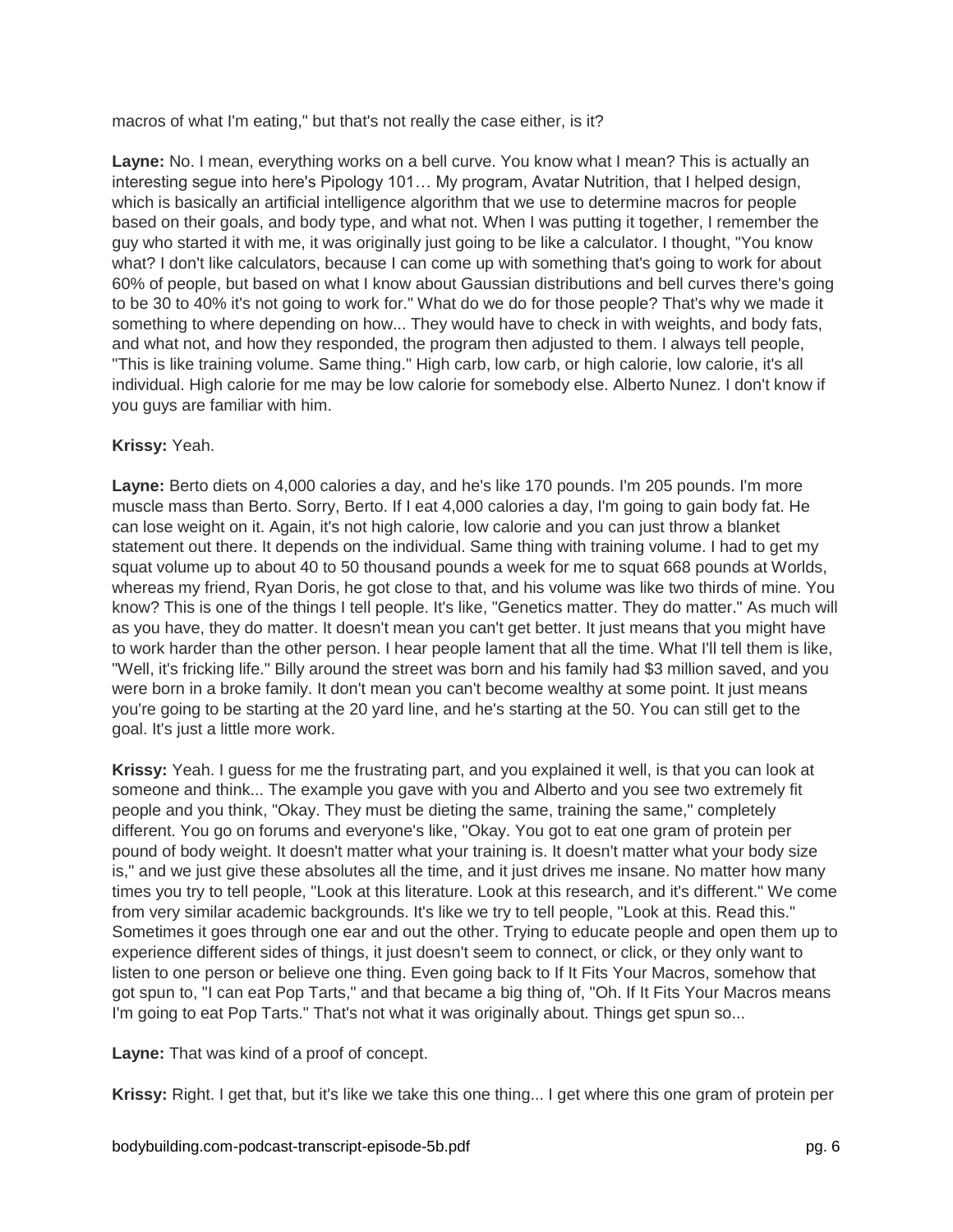macros of what I'm eating," but that's not really the case either, is it?

**Layne:** No. I mean, everything works on a bell curve. You know what I mean? This is actually an interesting segue into here's Pipology 101… My program, Avatar Nutrition, that I helped design, which is basically an artificial intelligence algorithm that we use to determine macros for people based on their goals, and body type, and what not. When I was putting it together, I remember the guy who started it with me, it was originally just going to be like a calculator. I thought, "You know what? I don't like calculators, because I can come up with something that's going to work for about 60% of people, but based on what I know about Gaussian distributions and bell curves there's going to be 30 to 40% it's not going to work for." What do we do for those people? That's why we made it something to where depending on how... They would have to check in with weights, and body fats, and what not, and how they responded, the program then adjusted to them. I always tell people, "This is like training volume. Same thing." High carb, low carb, or high calorie, low calorie, it's all individual. High calorie for me may be low calorie for somebody else. Alberto Nunez. I don't know if you guys are familiar with him.

**Krissy:** Yeah.

**Layne:** Berto diets on 4,000 calories a day, and he's like 170 pounds. I'm 205 pounds. I'm more muscle mass than Berto. Sorry, Berto. If I eat 4,000 calories a day, I'm going to gain body fat. He can lose weight on it. Again, it's not high calorie, low calorie and you can just throw a blanket statement out there. It depends on the individual. Same thing with training volume. I had to get my squat volume up to about 40 to 50 thousand pounds a week for me to squat 668 pounds at Worlds, whereas my friend, Ryan Doris, he got close to that, and his volume was like two thirds of mine. You know? This is one of the things I tell people. It's like, "Genetics matter. They do matter." As much will as you have, they do matter. It doesn't mean you can't get better. It just means that you might have to work harder than the other person. I hear people lament that all the time. What I'll tell them is like, "Well, it's fricking life." Billy around the street was born and his family had $3 million saved, and you were born in a broke family. It don't mean you can't become wealthy at some point. It just means you're going to be starting at the 20 yard line, and he's starting at the 50. You can still get to the goal. It's just a little more work.

**Krissy:** Yeah. I guess for me the frustrating part, and you explained it well, is that you can look at someone and think... The example you gave with you and Alberto and you see two extremely fit people and you think, "Okay. They must be dieting the same, training the same," completely different. You go on forums and everyone's like, "Okay. You got to eat one gram of protein per pound of body weight. It doesn't matter what your training is. It doesn't matter what your body size is," and we just give these absolutes all the time, and it just drives me insane. No matter how many times you try to tell people, "Look at this literature. Look at this research, and it's different." We come from very similar academic backgrounds. It's like we try to tell people, "Look at this. Read this." Sometimes it goes through one ear and out the other. Trying to educate people and open them up to experience different sides of things, it just doesn't seem to connect, or click, or they only want to listen to one person or believe one thing. Even going back to If It Fits Your Macros, somehow that got spun to, "I can eat Pop Tarts," and that became a big thing of, "Oh. If It Fits Your Macros means I'm going to eat Pop Tarts." That's not what it was originally about. Things get spun so...

**Layne:** That was kind of a proof of concept.

**Krissy:** Right. I get that, but it's like we take this one thing... I get where this one gram of protein per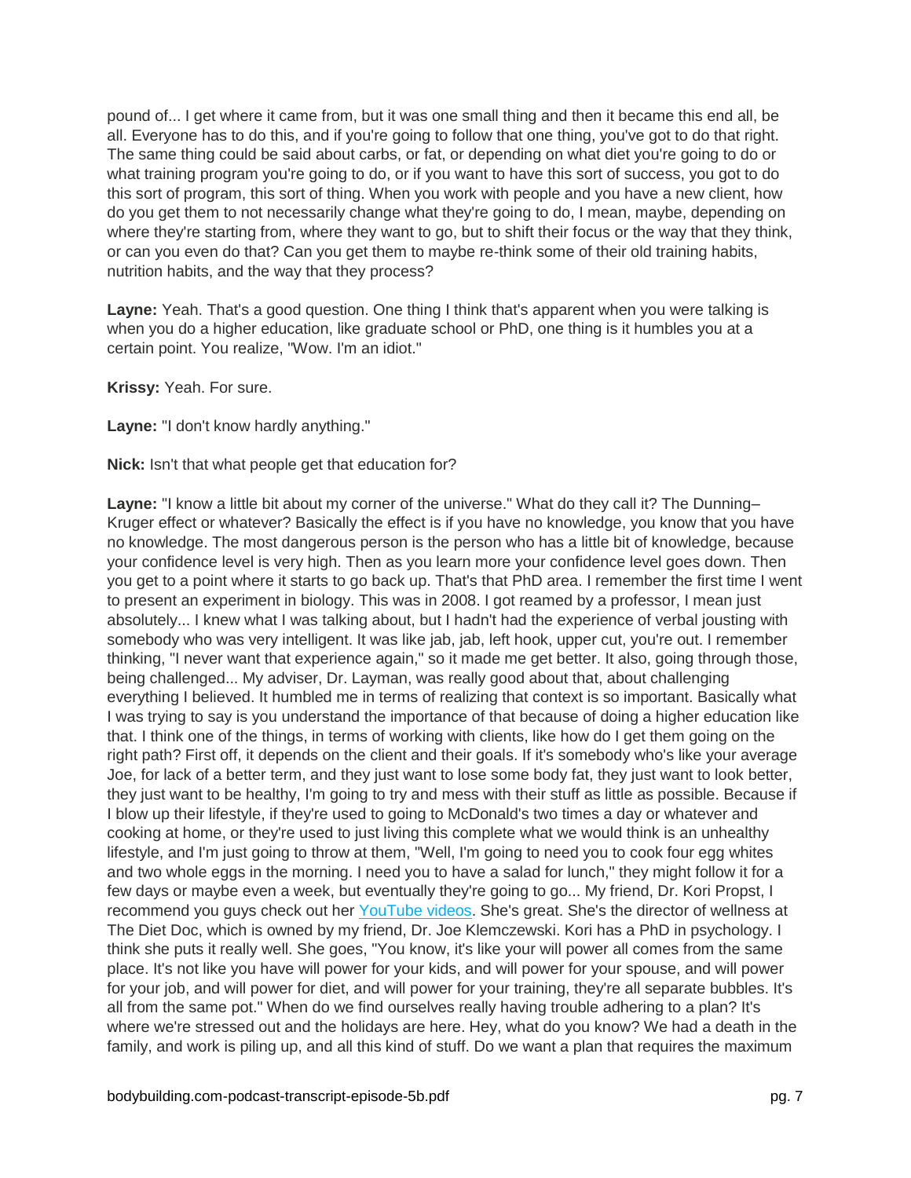pound of... I get where it came from, but it was one small thing and then it became this end all, be all. Everyone has to do this, and if you're going to follow that one thing, you've got to do that right. The same thing could be said about carbs, or fat, or depending on what diet you're going to do or what training program you're going to do, or if you want to have this sort of success, you got to do this sort of program, this sort of thing. When you work with people and you have a new client, how do you get them to not necessarily change what they're going to do, I mean, maybe, depending on where they're starting from, where they want to go, but to shift their focus or the way that they think, or can you even do that? Can you get them to maybe re-think some of their old training habits, nutrition habits, and the way that they process?

**Layne:** Yeah. That's a good question. One thing I think that's apparent when you were talking is when you do a higher education, like graduate school or PhD, one thing is it humbles you at a certain point. You realize, "Wow. I'm an idiot."

**Krissy:** Yeah. For sure.

**Layne:** "I don't know hardly anything."

**Nick:** Isn't that what people get that education for?

**Layne:** "I know a little bit about my corner of the universe." What do they call it? The Dunning–Kruger effect or whatever? Basically the effect is if you have no knowledge, you know that you have no knowledge. The most dangerous person is the person who has a little bit of knowledge, because your confidence level is very high. Then as you learn more your confidence level goes down. Then you get to a point where it starts to go back up. That's that PhD area. I remember the first time I went to present an experiment in biology. This was in 2008. I got reamed by a professor, I mean just absolutely... I knew what I was talking about, but I hadn't had the experience of verbal jousting with somebody who was very intelligent. It was like jab, jab, left hook, upper cut, you're out. I remember thinking, "I never want that experience again," so it made me get better. It also, going through those, being challenged... My adviser, Dr. Layman, was really good about that, about challenging everything I believed. It humbled me in terms of realizing that context is so important. Basically what I was trying to say is you understand the importance of that because of doing a higher education like that. I think one of the things, in terms of working with clients, like how do I get them going on the right path? First off, it depends on the client and their goals. If it's somebody who's like your average Joe, for lack of a better term, and they just want to lose some body fat, they just want to look better, they just want to be healthy, I'm going to try and mess with their stuff as little as possible. Because if I blow up their lifestyle, if they're used to going to McDonald's two times a day or whatever and cooking at home, or they're used to just living this complete what we would think is an unhealthy lifestyle, and I'm just going to throw at them, "Well, I'm going to need you to cook four egg whites and two whole eggs in the morning. I need you to have a salad for lunch," they might follow it for a few days or maybe even a week, but eventually they're going to go... My friend, Dr. Kori Propst, I recommend you guys check out her [YouTube videos](). She's great. She's the director of wellness at The Diet Doc, which is owned by my friend, Dr. Joe Klemczewski. Kori has a PhD in psychology. I think she puts it really well. She goes, "You know, it's like your will power all comes from the same place. It's not like you have will power for your kids, and will power for your spouse, and will power for your job, and will power for diet, and will power for your training, they're all separate bubbles. It's all from the same pot." When do we find ourselves really having trouble adhering to a plan? It's where we're stressed out and the holidays are here. Hey, what do you know? We had a death in the family, and work is piling up, and all this kind of stuff. Do we want a plan that requires the maximum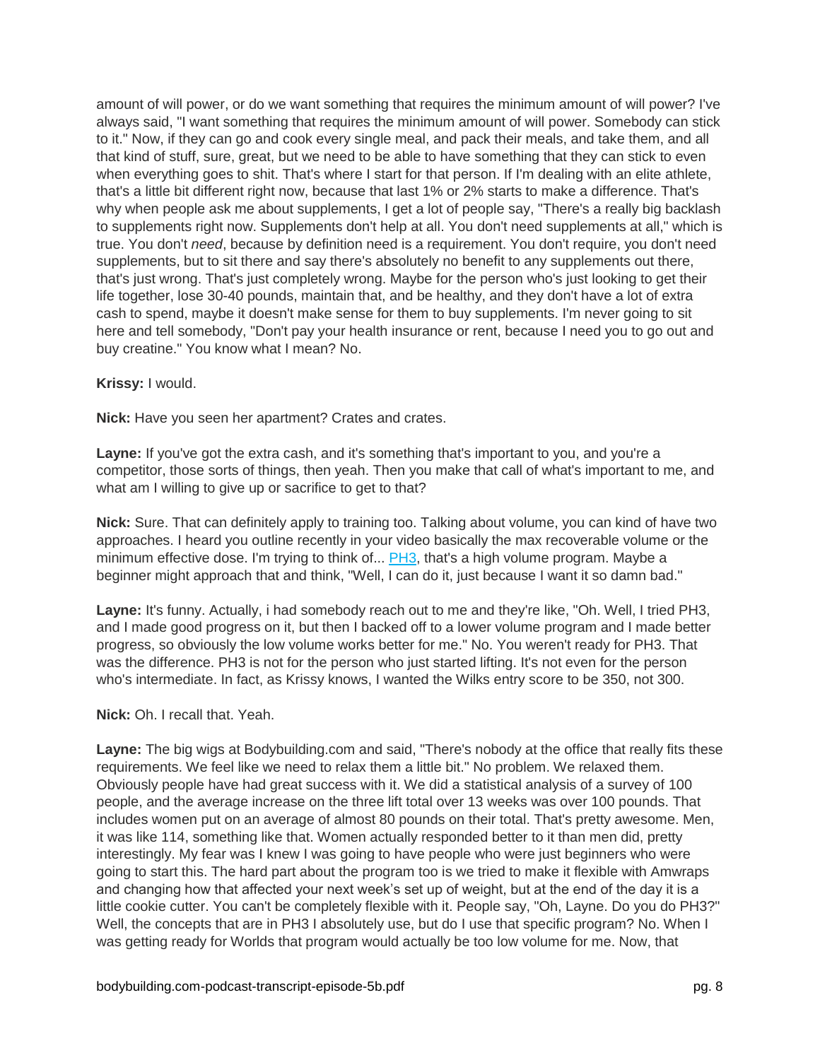amount of will power, or do we want something that requires the minimum amount of will power? I've always said, "I want something that requires the minimum amount of will power. Somebody can stick to it." Now, if they can go and cook every single meal, and pack their meals, and take them, and all that kind of stuff, sure, great, but we need to be able to have something that they can stick to even when everything goes to shit. That's where I start for that person. If I'm dealing with an elite athlete, that's a little bit different right now, because that last 1% or 2% starts to make a difference. That's why when people ask me about supplements, I get a lot of people say, "There's a really big backlash to supplements right now. Supplements don't help at all. You don't need supplements at all," which is true. You don't *need*, because by definition need is a requirement. You don't require, you don't need supplements, but to sit there and say there's absolutely no benefit to any supplements out there, that's just wrong. That's just completely wrong. Maybe for the person who's just looking to get their life together, lose 30-40 pounds, maintain that, and be healthy, and they don't have a lot of extra cash to spend, maybe it doesn't make sense for them to buy supplements. I'm never going to sit here and tell somebody, "Don't pay your health insurance or rent, because I need you to go out and buy creatine." You know what I mean? No.

**Krissy:** I would.

**Nick:** Have you seen her apartment? Crates and crates.

**Layne:** If you've got the extra cash, and it's something that's important to you, and you're a competitor, those sorts of things, then yeah. Then you make that call of what's important to me, and what am I willing to give up or sacrifice to get to that?

**Nick:** Sure. That can definitely apply to training too. Talking about volume, you can kind of have two approaches. I heard you outline recently in your video basically the max recoverable volume or the minimum effective dose. I'm trying to think of... PH3, that's a high volume program. Maybe a beginner might approach that and think, "Well, I can do it, just because I want it so damn bad."

**Layne:** It's funny. Actually, i had somebody reach out to me and they're like, "Oh. Well, I tried PH3, and I made good progress on it, but then I backed off to a lower volume program and I made better progress, so obviously the low volume works better for me." No. You weren't ready for PH3. That was the difference. PH3 is not for the person who just started lifting. It's not even for the person who's intermediate. In fact, as Krissy knows, I wanted the Wilks entry score to be 350, not 300.

**Nick:** Oh. I recall that. Yeah.

**Layne:** The big wigs at Bodybuilding.com and said, "There's nobody at the office that really fits these requirements. We feel like we need to relax them a little bit." No problem. We relaxed them. Obviously people have had great success with it. We did a statistical analysis of a survey of 100 people, and the average increase on the three lift total over 13 weeks was over 100 pounds. That includes women put on an average of almost 80 pounds on their total. That's pretty awesome. Men, it was like 114, something like that. Women actually responded better to it than men did, pretty interestingly. My fear was I knew I was going to have people who were just beginners who were going to start this. The hard part about the program too is we tried to make it flexible with Amwraps and changing how that affected your next week's set up of weight, but at the end of the day it is a little cookie cutter. You can't be completely flexible with it. People say, "Oh, Layne. Do you do PH3?" Well, the concepts that are in PH3 I absolutely use, but do I use that specific program? No. When I was getting ready for Worlds that program would actually be too low volume for me. Now, that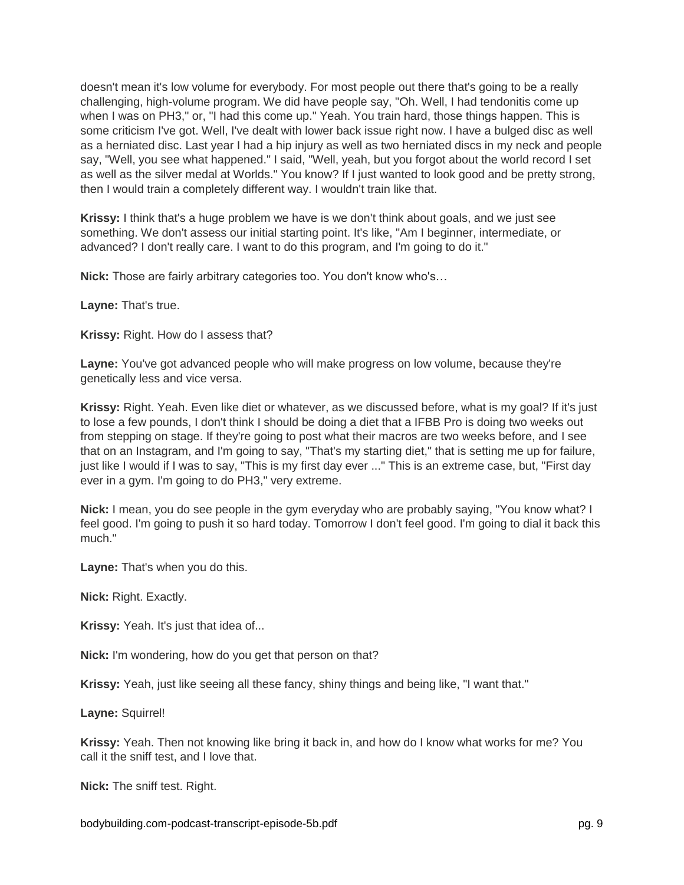doesn't mean it's low volume for everybody. For most people out there that's going to be a really challenging, high-volume program. We did have people say, "Oh. Well, I had tendonitis come up when I was on PH3," or, "I had this come up." Yeah. You train hard, those things happen. This is some criticism I've got. Well, I've dealt with lower back issue right now. I have a bulged disc as well as a herniated disc. Last year I had a hip injury as well as two herniated discs in my neck and people say, "Well, you see what happened." I said, "Well, yeah, but you forgot about the world record I set as well as the silver medal at Worlds." You know? If I just wanted to look good and be pretty strong, then I would train a completely different way. I wouldn't train like that.

**Krissy:** I think that's a huge problem we have is we don't think about goals, and we just see something. We don't assess our initial starting point. It's like, "Am I beginner, intermediate, or advanced? I don't really care. I want to do this program, and I'm going to do it."

**Nick:** Those are fairly arbitrary categories too. You don't know who's…

**Layne:** That's true.

**Krissy:** Right. How do I assess that?

**Layne:** You've got advanced people who will make progress on low volume, because they're genetically less and vice versa.

**Krissy:** Right. Yeah. Even like diet or whatever, as we discussed before, what is my goal? If it's just to lose a few pounds, I don't think I should be doing a diet that a IFBB Pro is doing two weeks out from stepping on stage. If they're going to post what their macros are two weeks before, and I see that on an Instagram, and I'm going to say, "That's my starting diet," that is setting me up for failure, just like I would if I was to say, "This is my first day ever ..." This is an extreme case, but, "First day ever in a gym. I'm going to do PH3," very extreme.

**Nick:** I mean, you do see people in the gym everyday who are probably saying, "You know what? I feel good. I'm going to push it so hard today. Tomorrow I don't feel good. I'm going to dial it back this much."

**Layne:** That's when you do this.

**Nick:** Right. Exactly.

**Krissy:** Yeah. It's just that idea of...

**Nick:** I'm wondering, how do you get that person on that?

**Krissy:** Yeah, just like seeing all these fancy, shiny things and being like, "I want that."

**Layne:** Squirrel!

**Krissy:** Yeah. Then not knowing like bring it back in, and how do I know what works for me? You call it the sniff test, and I love that.

**Nick:** The sniff test. Right.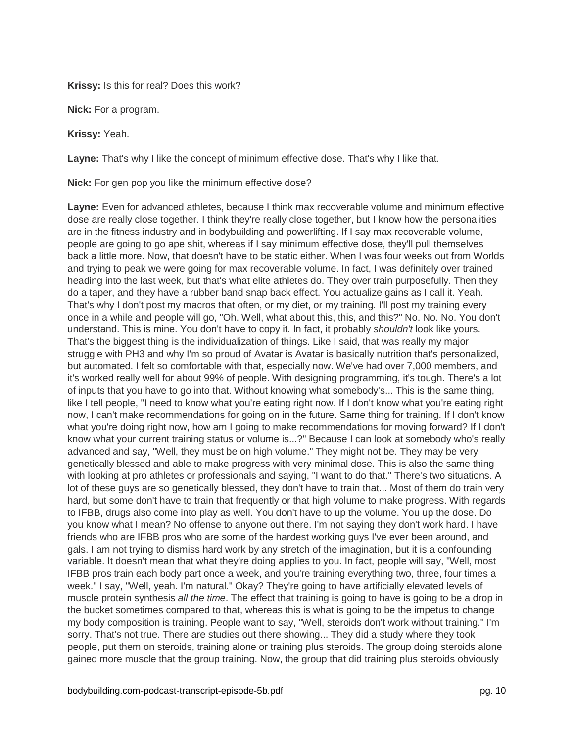**Krissy:** Is this for real? Does this work?

**Nick:** For a program.

**Krissy:** Yeah.

**Layne:** That's why I like the concept of minimum effective dose. That's why I like that.

**Nick:** For gen pop you like the minimum effective dose?

**Layne:** Even for advanced athletes, because I think max recoverable volume and minimum effective dose are really close together. I think they're really close together, but I know how the personalities are in the fitness industry and in bodybuilding and powerlifting. If I say max recoverable volume, people are going to go ape shit, whereas if I say minimum effective dose, they'll pull themselves back a little more. Now, that doesn't have to be static either. When I was four weeks out from Worlds and trying to peak we were going for max recoverable volume. In fact, I was definitely over trained heading into the last week, but that's what elite athletes do. They over train purposefully. Then they do a taper, and they have a rubber band snap back effect. You actualize gains as I call it. Yeah. That's why I don't post my macros that often, or my diet, or my training. I'll post my training every once in a while and people will go, "Oh. Well, what about this, this, and this?" No. No. No. You don't understand. This is mine. You don't have to copy it. In fact, it probably *shouldn't* look like yours. That's the biggest thing is the individualization of things. Like I said, that was really my major struggle with PH3 and why I'm so proud of Avatar is Avatar is basically nutrition that's personalized, but automated. I felt so comfortable with that, especially now. We've had over 7,000 members, and it's worked really well for about 99% of people. With designing programming, it's tough. There's a lot of inputs that you have to go into that. Without knowing what somebody's... This is the same thing, like I tell people, "I need to know what you're eating right now. If I don't know what you're eating right now, I can't make recommendations for going on in the future. Same thing for training. If I don't know what you're doing right now, how am I going to make recommendations for moving forward? If I don't know what your current training status or volume is...?" Because I can look at somebody who's really advanced and say, "Well, they must be on high volume." They might not be. They may be very genetically blessed and able to make progress with very minimal dose. This is also the same thing with looking at pro athletes or professionals and saying, "I want to do that." There's two situations. A lot of these guys are so genetically blessed, they don't have to train that... Most of them do train very hard, but some don't have to train that frequently or that high volume to make progress. With regards to IFBB, drugs also come into play as well. You don't have to up the volume. You up the dose. Do you know what I mean? No offense to anyone out there. I'm not saying they don't work hard. I have friends who are IFBB pros who are some of the hardest working guys I've ever been around, and gals. I am not trying to dismiss hard work by any stretch of the imagination, but it is a confounding variable. It doesn't mean that what they're doing applies to you. In fact, people will say, "Well, most IFBB pros train each body part once a week, and you're training everything two, three, four times a week." I say, "Well, yeah. I'm natural." Okay? They're going to have artificially elevated levels of muscle protein synthesis *all the time*. The effect that training is going to have is going to be a drop in the bucket sometimes compared to that, whereas this is what is going to be the impetus to change my body composition is training. People want to say, "Well, steroids don't work without training." I'm sorry. That's not true. There are studies out there showing... They did a study where they took people, put them on steroids, training alone or training plus steroids. The group doing steroids alone gained more muscle that the group training. Now, the group that did training plus steroids obviously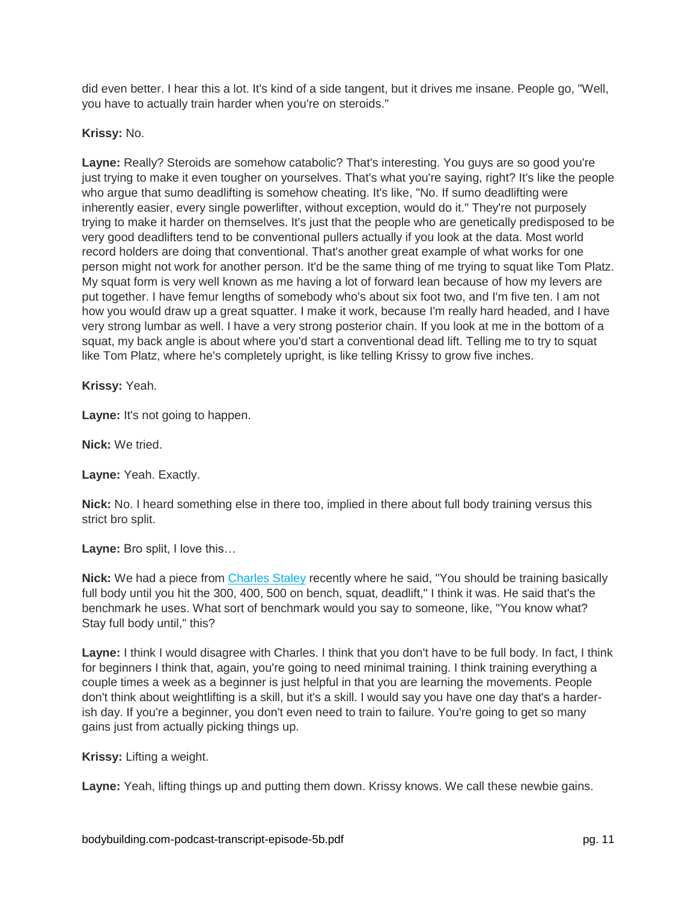did even better. I hear this a lot. It's kind of a side tangent, but it drives me insane. People go, "Well, you have to actually train harder when you're on steroids."

**Krissy:** No.

**Layne:** Really? Steroids are somehow catabolic? That's interesting. You guys are so good you're just trying to make it even tougher on yourselves. That's what you're saying, right? It's like the people who argue that sumo deadlifting is somehow cheating. It's like, "No. If sumo deadlifting were inherently easier, every single powerlifter, without exception, would do it." They're not purposely trying to make it harder on themselves. It's just that the people who are genetically predisposed to be very good deadlifters tend to be conventional pullers actually if you look at the data. Most world record holders are doing that conventional. That's another great example of what works for one person might not work for another person. It'd be the same thing of me trying to squat like Tom Platz. My squat form is very well known as me having a lot of forward lean because of how my levers are put together. I have femur lengths of somebody who's about six foot two, and I'm five ten. I am not how you would draw up a great squatter. I make it work, because I'm really hard headed, and I have very strong lumbar as well. I have a very strong posterior chain. If you look at me in the bottom of a squat, my back angle is about where you'd start a conventional dead lift. Telling me to try to squat like Tom Platz, where he's completely upright, is like telling Krissy to grow five inches.

**Krissy:** Yeah.

**Layne:** It's not going to happen.

**Nick:** We tried.

**Layne:** Yeah. Exactly.

**Nick:** No. I heard something else in there too, implied in there about full body training versus this strict bro split.

**Layne:** Bro split, I love this…

**Nick:** We had a piece from Charles Staley recently where he said, "You should be training basically full body until you hit the 300, 400, 500 on bench, squat, deadlift," I think it was. He said that's the benchmark he uses. What sort of benchmark would you say to someone, like, "You know what? Stay full body until," this?

**Layne:** I think I would disagree with Charles. I think that you don't have to be full body. In fact, I think for beginners I think that, again, you're going to need minimal training. I think training everything a couple times a week as a beginner is just helpful in that you are learning the movements. People don't think about weightlifting is a skill, but it's a skill. I would say you have one day that's a harder-ish day. If you're a beginner, you don't even need to train to failure. You're going to get so many gains just from actually picking things up.

**Krissy:** Lifting a weight.

**Layne:** Yeah, lifting things up and putting them down. Krissy knows. We call these newbie gains.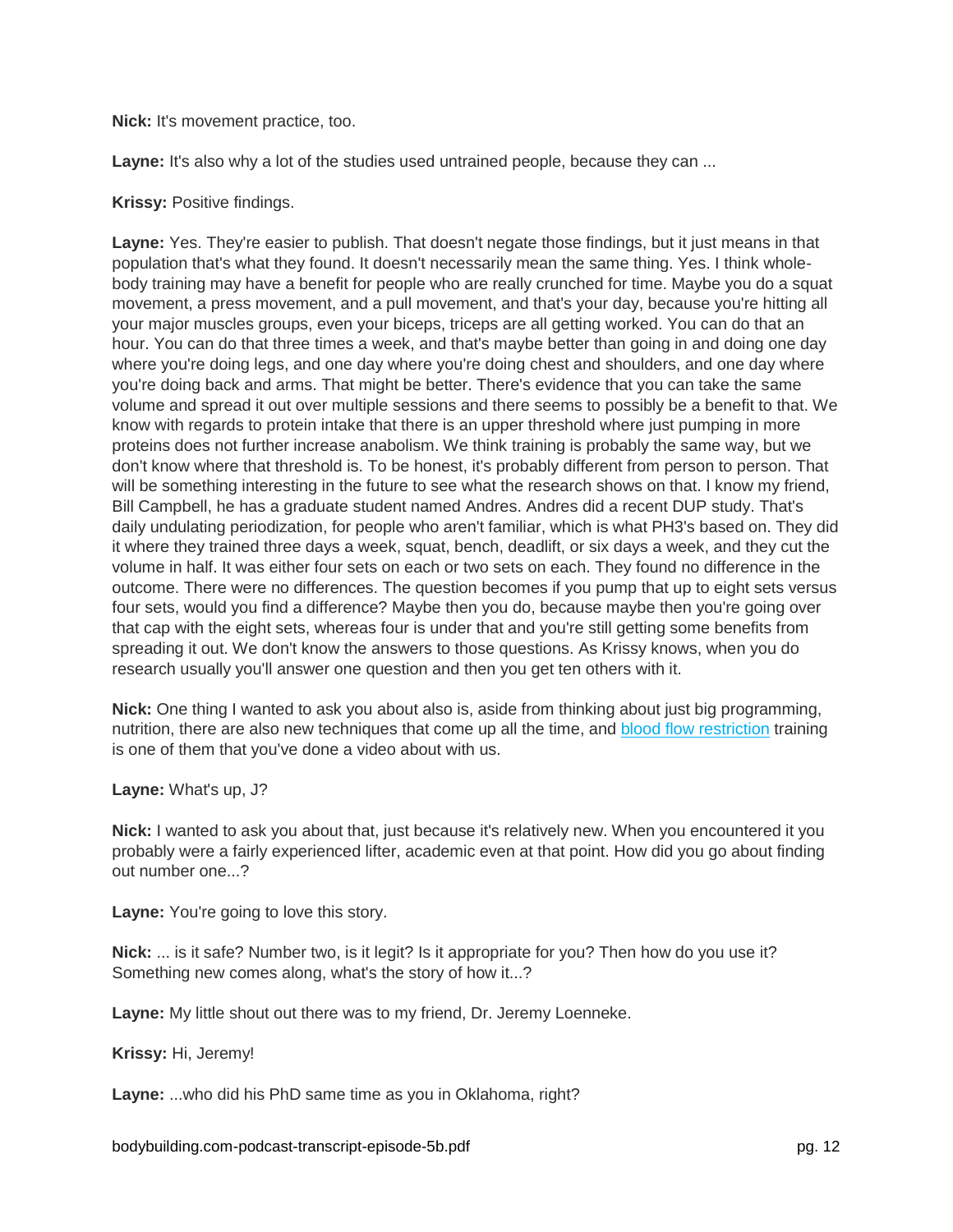**Nick:** It's movement practice, too.

**Layne:** It's also why a lot of the studies used untrained people, because they can ...

**Krissy:** Positive findings.

**Layne:** Yes. They're easier to publish. That doesn't negate those findings, but it just means in that population that's what they found. It doesn't necessarily mean the same thing. Yes. I think whole-body training may have a benefit for people who are really crunched for time. Maybe you do a squat movement, a press movement, and a pull movement, and that's your day, because you're hitting all your major muscles groups, even your biceps, triceps are all getting worked. You can do that an hour. You can do that three times a week, and that's maybe better than going in and doing one day where you're doing legs, and one day where you're doing chest and shoulders, and one day where you're doing back and arms. That might be better. There's evidence that you can take the same volume and spread it out over multiple sessions and there seems to possibly be a benefit to that. We know with regards to protein intake that there is an upper threshold where just pumping in more proteins does not further increase anabolism. We think training is probably the same way, but we don't know where that threshold is. To be honest, it's probably different from person to person. That will be something interesting in the future to see what the research shows on that. I know my friend, Bill Campbell, he has a graduate student named Andres. Andres did a recent DUP study. That's daily undulating periodization, for people who aren't familiar, which is what PH3's based on. They did it where they trained three days a week, squat, bench, deadlift, or six days a week, and they cut the volume in half. It was either four sets on each or two sets on each. They found no difference in the outcome. There were no differences. The question becomes if you pump that up to eight sets versus four sets, would you find a difference? Maybe then you do, because maybe then you're going over that cap with the eight sets, whereas four is under that and you're still getting some benefits from spreading it out. We don't know the answers to those questions. As Krissy knows, when you do research usually you'll answer one question and then you get ten others with it.

**Nick:** One thing I wanted to ask you about also is, aside from thinking about just big programming, nutrition, there are also new techniques that come up all the time, and [blood flow restriction] training is one of them that you've done a video about with us.

**Layne:** What's up, J?

**Nick:** I wanted to ask you about that, just because it's relatively new. When you encountered it you probably were a fairly experienced lifter, academic even at that point. How did you go about finding out number one...?

**Layne:** You're going to love this story.

**Nick:** ... is it safe? Number two, is it legit? Is it appropriate for you? Then how do you use it? Something new comes along, what's the story of how it...?

**Layne:** My little shout out there was to my friend, Dr. Jeremy Loenneke.

**Krissy:** Hi, Jeremy!

**Layne:** ...who did his PhD same time as you in Oklahoma, right?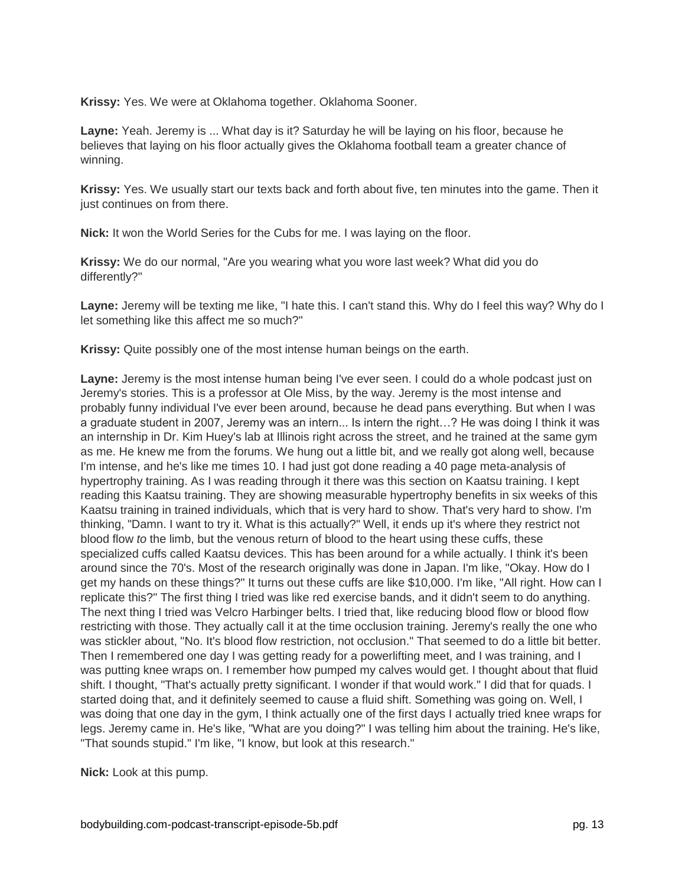**Krissy:** Yes. We were at Oklahoma together. Oklahoma Sooner.

**Layne:** Yeah. Jeremy is ... What day is it? Saturday he will be laying on his floor, because he believes that laying on his floor actually gives the Oklahoma football team a greater chance of winning.

**Krissy:** Yes. We usually start our texts back and forth about five, ten minutes into the game. Then it just continues on from there.

**Nick:** It won the World Series for the Cubs for me. I was laying on the floor.

**Krissy:** We do our normal, "Are you wearing what you wore last week? What did you do differently?"

**Layne:** Jeremy will be texting me like, "I hate this. I can't stand this. Why do I feel this way? Why do I let something like this affect me so much?"

**Krissy:** Quite possibly one of the most intense human beings on the earth.

**Layne:** Jeremy is the most intense human being I've ever seen. I could do a whole podcast just on Jeremy's stories. This is a professor at Ole Miss, by the way. Jeremy is the most intense and probably funny individual I've ever been around, because he dead pans everything. But when I was a graduate student in 2007, Jeremy was an intern... Is intern the right…? He was doing I think it was an internship in Dr. Kim Huey's lab at Illinois right across the street, and he trained at the same gym as me. He knew me from the forums. We hung out a little bit, and we really got along well, because I'm intense, and he's like me times 10. I had just got done reading a 40 page meta-analysis of hypertrophy training. As I was reading through it there was this section on Kaatsu training. I kept reading this Kaatsu training. They are showing measurable hypertrophy benefits in six weeks of this Kaatsu training in trained individuals, which that is very hard to show. That's very hard to show. I'm thinking, "Damn. I want to try it. What is this actually?" Well, it ends up it's where they restrict not blood flow *to* the limb, but the venous return of blood to the heart using these cuffs, these specialized cuffs called Kaatsu devices. This has been around for a while actually. I think it's been around since the 70's. Most of the research originally was done in Japan. I'm like, "Okay. How do I get my hands on these things?" It turns out these cuffs are like $10,000. I'm like, "All right. How can I replicate this?" The first thing I tried was like red exercise bands, and it didn't seem to do anything. The next thing I tried was Velcro Harbinger belts. I tried that, like reducing blood flow or blood flow restricting with those. They actually call it at the time occlusion training. Jeremy's really the one who was stickler about, "No. It's blood flow restriction, not occlusion." That seemed to do a little bit better. Then I remembered one day I was getting ready for a powerlifting meet, and I was training, and I was putting knee wraps on. I remember how pumped my calves would get. I thought about that fluid shift. I thought, "That's actually pretty significant. I wonder if that would work." I did that for quads. I started doing that, and it definitely seemed to cause a fluid shift. Something was going on. Well, I was doing that one day in the gym, I think actually one of the first days I actually tried knee wraps for legs. Jeremy came in. He's like, "What are you doing?" I was telling him about the training. He's like, "That sounds stupid." I'm like, "I know, but look at this research."

**Nick:** Look at this pump.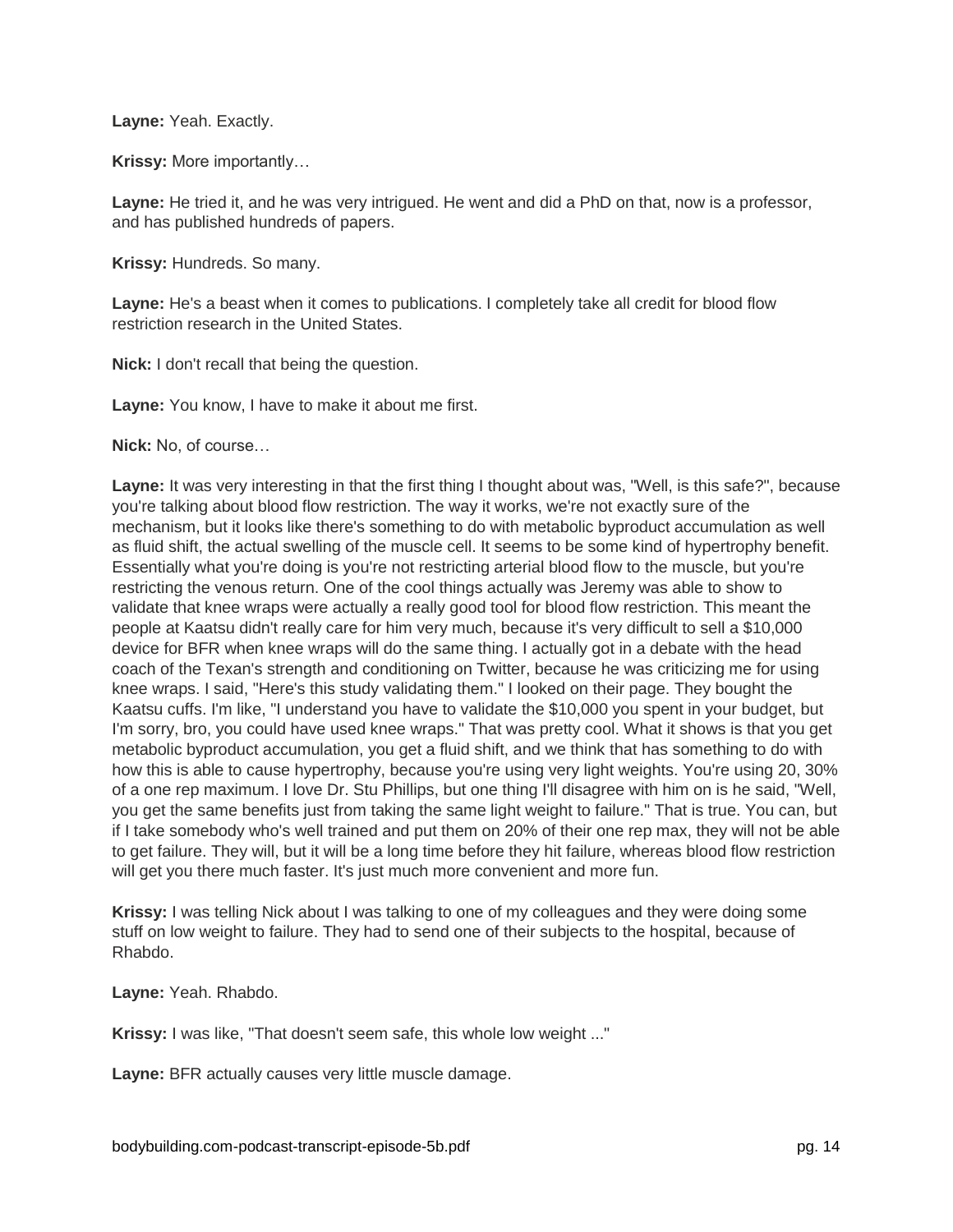**Layne:** Yeah. Exactly.

**Krissy:** More importantly…

**Layne:** He tried it, and he was very intrigued. He went and did a PhD on that, now is a professor, and has published hundreds of papers.

**Krissy:** Hundreds. So many.

**Layne:** He's a beast when it comes to publications. I completely take all credit for blood flow restriction research in the United States.

**Nick:** I don't recall that being the question.

**Layne:** You know, I have to make it about me first.

**Nick:** No, of course…

**Layne:** It was very interesting in that the first thing I thought about was, "Well, is this safe?", because you're talking about blood flow restriction. The way it works, we're not exactly sure of the mechanism, but it looks like there's something to do with metabolic byproduct accumulation as well as fluid shift, the actual swelling of the muscle cell. It seems to be some kind of hypertrophy benefit. Essentially what you're doing is you're not restricting arterial blood flow to the muscle, but you're restricting the venous return. One of the cool things actually was Jeremy was able to show to validate that knee wraps were actually a really good tool for blood flow restriction. This meant the people at Kaatsu didn't really care for him very much, because it's very difficult to sell a $10,000 device for BFR when knee wraps will do the same thing. I actually got in a debate with the head coach of the Texan's strength and conditioning on Twitter, because he was criticizing me for using knee wraps. I said, "Here's this study validating them." I looked on their page. They bought the Kaatsu cuffs. I'm like, "I understand you have to validate the $10,000 you spent in your budget, but I'm sorry, bro, you could have used knee wraps." That was pretty cool. What it shows is that you get metabolic byproduct accumulation, you get a fluid shift, and we think that has something to do with how this is able to cause hypertrophy, because you're using very light weights. You're using 20, 30% of a one rep maximum. I love Dr. Stu Phillips, but one thing I'll disagree with him on is he said, "Well, you get the same benefits just from taking the same light weight to failure." That is true. You can, but if I take somebody who's well trained and put them on 20% of their one rep max, they will not be able to get failure. They will, but it will be a long time before they hit failure, whereas blood flow restriction will get you there much faster. It's just much more convenient and more fun.

**Krissy:** I was telling Nick about I was talking to one of my colleagues and they were doing some stuff on low weight to failure. They had to send one of their subjects to the hospital, because of Rhabdo.

**Layne:** Yeah. Rhabdo.

**Krissy:** I was like, "That doesn't seem safe, this whole low weight ..."

**Layne:** BFR actually causes very little muscle damage.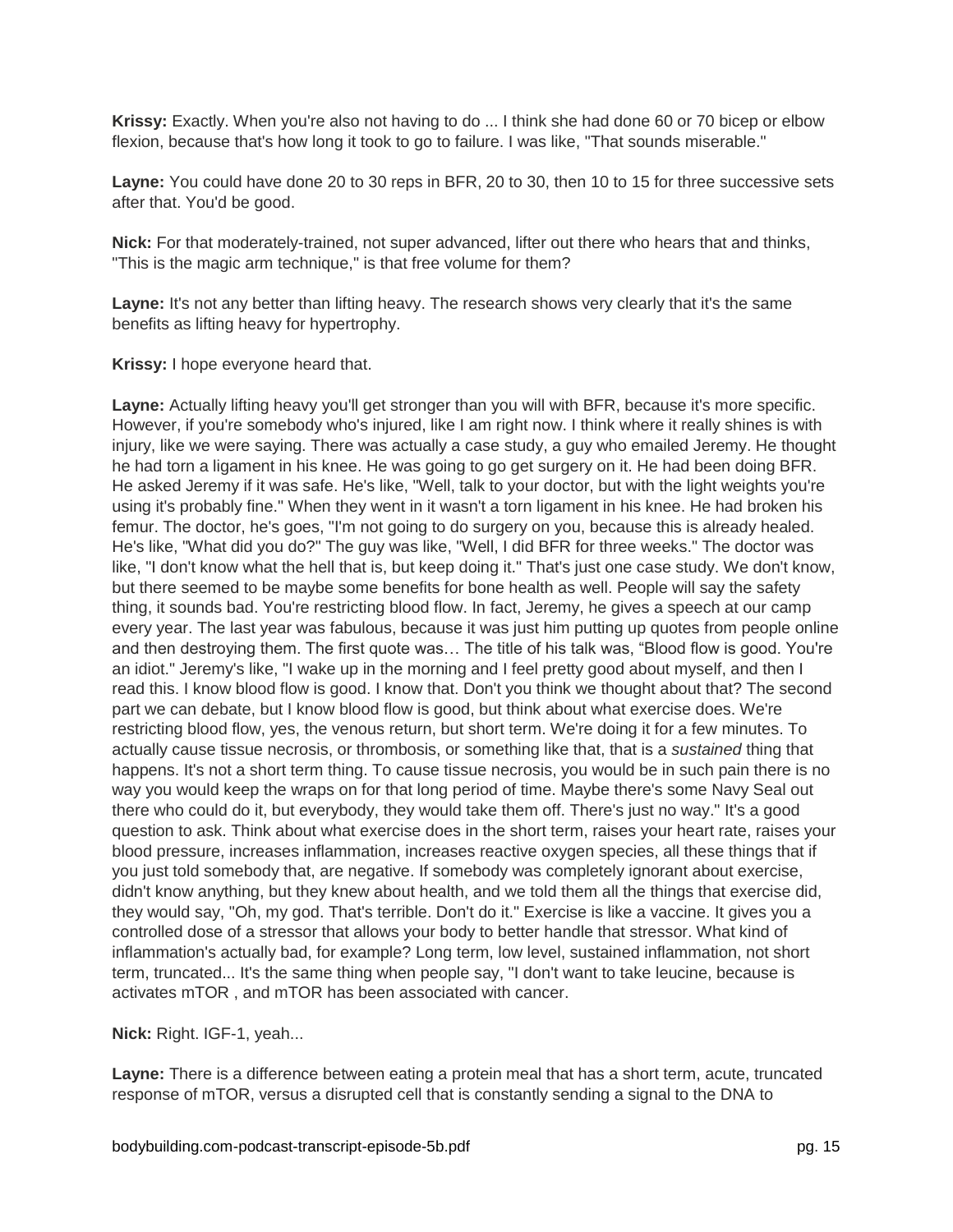**Krissy:** Exactly. When you're also not having to do ... I think she had done 60 or 70 bicep or elbow flexion, because that's how long it took to go to failure. I was like, "That sounds miserable."

**Layne:** You could have done 20 to 30 reps in BFR, 20 to 30, then 10 to 15 for three successive sets after that. You'd be good.

**Nick:** For that moderately-trained, not super advanced, lifter out there who hears that and thinks, "This is the magic arm technique," is that free volume for them?

**Layne:** It's not any better than lifting heavy. The research shows very clearly that it's the same benefits as lifting heavy for hypertrophy.

**Krissy:** I hope everyone heard that.

**Layne:** Actually lifting heavy you'll get stronger than you will with BFR, because it's more specific. However, if you're somebody who's injured, like I am right now. I think where it really shines is with injury, like we were saying. There was actually a case study, a guy who emailed Jeremy. He thought he had torn a ligament in his knee. He was going to go get surgery on it. He had been doing BFR. He asked Jeremy if it was safe. He's like, "Well, talk to your doctor, but with the light weights you're using it's probably fine." When they went in it wasn't a torn ligament in his knee. He had broken his femur. The doctor, he's goes, "I'm not going to do surgery on you, because this is already healed. He's like, "What did you do?" The guy was like, "Well, I did BFR for three weeks." The doctor was like, "I don't know what the hell that is, but keep doing it." That's just one case study. We don't know, but there seemed to be maybe some benefits for bone health as well. People will say the safety thing, it sounds bad. You're restricting blood flow. In fact, Jeremy, he gives a speech at our camp every year. The last year was fabulous, because it was just him putting up quotes from people online and then destroying them. The first quote was… The title of his talk was, "Blood flow is good. You're an idiot." Jeremy's like, "I wake up in the morning and I feel pretty good about myself, and then I read this. I know blood flow is good. I know that. Don't you think we thought about that? The second part we can debate, but I know blood flow is good, but think about what exercise does. We're restricting blood flow, yes, the venous return, but short term. We're doing it for a few minutes. To actually cause tissue necrosis, or thrombosis, or something like that, that is a *sustained* thing that happens. It's not a short term thing. To cause tissue necrosis, you would be in such pain there is no way you would keep the wraps on for that long period of time. Maybe there's some Navy Seal out there who could do it, but everybody, they would take them off. There's just no way." It's a good question to ask. Think about what exercise does in the short term, raises your heart rate, raises your blood pressure, increases inflammation, increases reactive oxygen species, all these things that if you just told somebody that, are negative. If somebody was completely ignorant about exercise, didn't know anything, but they knew about health, and we told them all the things that exercise did, they would say, "Oh, my god. That's terrible. Don't do it." Exercise is like a vaccine. It gives you a controlled dose of a stressor that allows your body to better handle that stressor. What kind of inflammation's actually bad, for example? Long term, low level, sustained inflammation, not short term, truncated... It's the same thing when people say, "I don't want to take leucine, because is activates mTOR , and mTOR has been associated with cancer.

**Nick:** Right. IGF-1, yeah...

**Layne:** There is a difference between eating a protein meal that has a short term, acute, truncated response of mTOR, versus a disrupted cell that is constantly sending a signal to the DNA to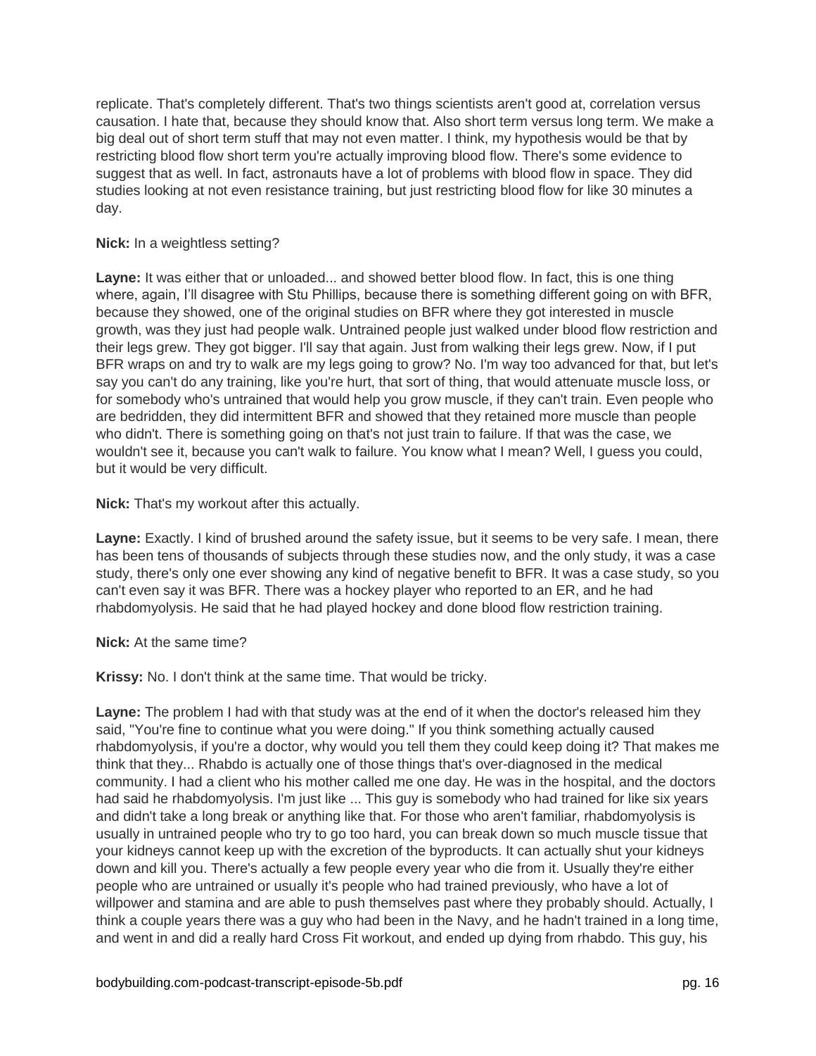replicate. That's completely different. That's two things scientists aren't good at, correlation versus causation. I hate that, because they should know that. Also short term versus long term. We make a big deal out of short term stuff that may not even matter. I think, my hypothesis would be that by restricting blood flow short term you're actually improving blood flow. There's some evidence to suggest that as well. In fact, astronauts have a lot of problems with blood flow in space. They did studies looking at not even resistance training, but just restricting blood flow for like 30 minutes a day.

**Nick:** In a weightless setting?

**Layne:** It was either that or unloaded... and showed better blood flow. In fact, this is one thing where, again, I'll disagree with Stu Phillips, because there is something different going on with BFR, because they showed, one of the original studies on BFR where they got interested in muscle growth, was they just had people walk. Untrained people just walked under blood flow restriction and their legs grew. They got bigger. I'll say that again. Just from walking their legs grew. Now, if I put BFR wraps on and try to walk are my legs going to grow? No. I'm way too advanced for that, but let's say you can't do any training, like you're hurt, that sort of thing, that would attenuate muscle loss, or for somebody who's untrained that would help you grow muscle, if they can't train. Even people who are bedridden, they did intermittent BFR and showed that they retained more muscle than people who didn't. There is something going on that's not just train to failure. If that was the case, we wouldn't see it, because you can't walk to failure. You know what I mean? Well, I guess you could, but it would be very difficult.

**Nick:** That's my workout after this actually.

**Layne:** Exactly. I kind of brushed around the safety issue, but it seems to be very safe. I mean, there has been tens of thousands of subjects through these studies now, and the only study, it was a case study, there's only one ever showing any kind of negative benefit to BFR. It was a case study, so you can't even say it was BFR. There was a hockey player who reported to an ER, and he had rhabdomyolysis. He said that he had played hockey and done blood flow restriction training.

**Nick:** At the same time?

**Krissy:** No. I don't think at the same time. That would be tricky.

**Layne:** The problem I had with that study was at the end of it when the doctor's released him they said, "You're fine to continue what you were doing." If you think something actually caused rhabdomyolysis, if you're a doctor, why would you tell them they could keep doing it? That makes me think that they... Rhabdo is actually one of those things that's over-diagnosed in the medical community. I had a client who his mother called me one day. He was in the hospital, and the doctors had said he rhabdomyolysis. I'm just like ... This guy is somebody who had trained for like six years and didn't take a long break or anything like that. For those who aren't familiar, rhabdomyolysis is usually in untrained people who try to go too hard, you can break down so much muscle tissue that your kidneys cannot keep up with the excretion of the byproducts. It can actually shut your kidneys down and kill you. There's actually a few people every year who die from it. Usually they're either people who are untrained or usually it's people who had trained previously, who have a lot of willpower and stamina and are able to push themselves past where they probably should. Actually, I think a couple years there was a guy who had been in the Navy, and he hadn't trained in a long time, and went in and did a really hard Cross Fit workout, and ended up dying from rhabdo. This guy, his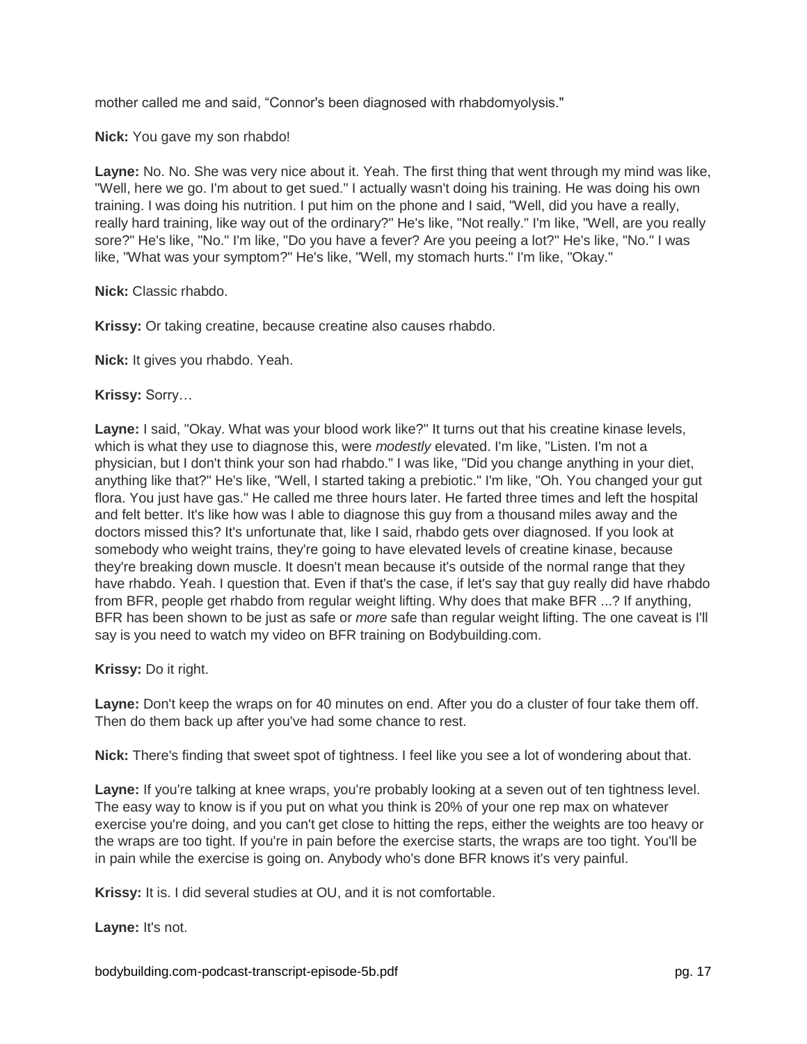mother called me and said, "Connor's been diagnosed with rhabdomyolysis."

**Nick:** You gave my son rhabdo!

**Layne:** No. No. She was very nice about it. Yeah. The first thing that went through my mind was like, "Well, here we go. I'm about to get sued." I actually wasn't doing his training. He was doing his own training. I was doing his nutrition. I put him on the phone and I said, "Well, did you have a really, really hard training, like way out of the ordinary?" He's like, "Not really." I'm like, "Well, are you really sore?" He's like, "No." I'm like, "Do you have a fever? Are you peeing a lot?" He's like, "No." I was like, "What was your symptom?" He's like, "Well, my stomach hurts." I'm like, "Okay."

**Nick:** Classic rhabdo.

**Krissy:** Or taking creatine, because creatine also causes rhabdo.

**Nick:** It gives you rhabdo. Yeah.

**Krissy:** Sorry…

**Layne:** I said, "Okay. What was your blood work like?" It turns out that his creatine kinase levels, which is what they use to diagnose this, were *modestly* elevated. I'm like, "Listen. I'm not a physician, but I don't think your son had rhabdo." I was like, "Did you change anything in your diet, anything like that?" He's like, "Well, I started taking a prebiotic." I'm like, "Oh. You changed your gut flora. You just have gas." He called me three hours later. He farted three times and left the hospital and felt better. It's like how was I able to diagnose this guy from a thousand miles away and the doctors missed this? It's unfortunate that, like I said, rhabdo gets over diagnosed. If you look at somebody who weight trains, they're going to have elevated levels of creatine kinase, because they're breaking down muscle. It doesn't mean because it's outside of the normal range that they have rhabdo. Yeah. I question that. Even if that's the case, if let's say that guy really did have rhabdo from BFR, people get rhabdo from regular weight lifting. Why does that make BFR ...? If anything, BFR has been shown to be just as safe or *more* safe than regular weight lifting. The one caveat is I'll say is you need to watch my video on BFR training on Bodybuilding.com.

**Krissy:** Do it right.

**Layne:** Don't keep the wraps on for 40 minutes on end. After you do a cluster of four take them off. Then do them back up after you've had some chance to rest.

**Nick:** There's finding that sweet spot of tightness. I feel like you see a lot of wondering about that.

**Layne:** If you're talking at knee wraps, you're probably looking at a seven out of ten tightness level. The easy way to know is if you put on what you think is 20% of your one rep max on whatever exercise you're doing, and you can't get close to hitting the reps, either the weights are too heavy or the wraps are too tight. If you're in pain before the exercise starts, the wraps are too tight. You'll be in pain while the exercise is going on. Anybody who's done BFR knows it's very painful.

**Krissy:** It is. I did several studies at OU, and it is not comfortable.

**Layne:** It's not.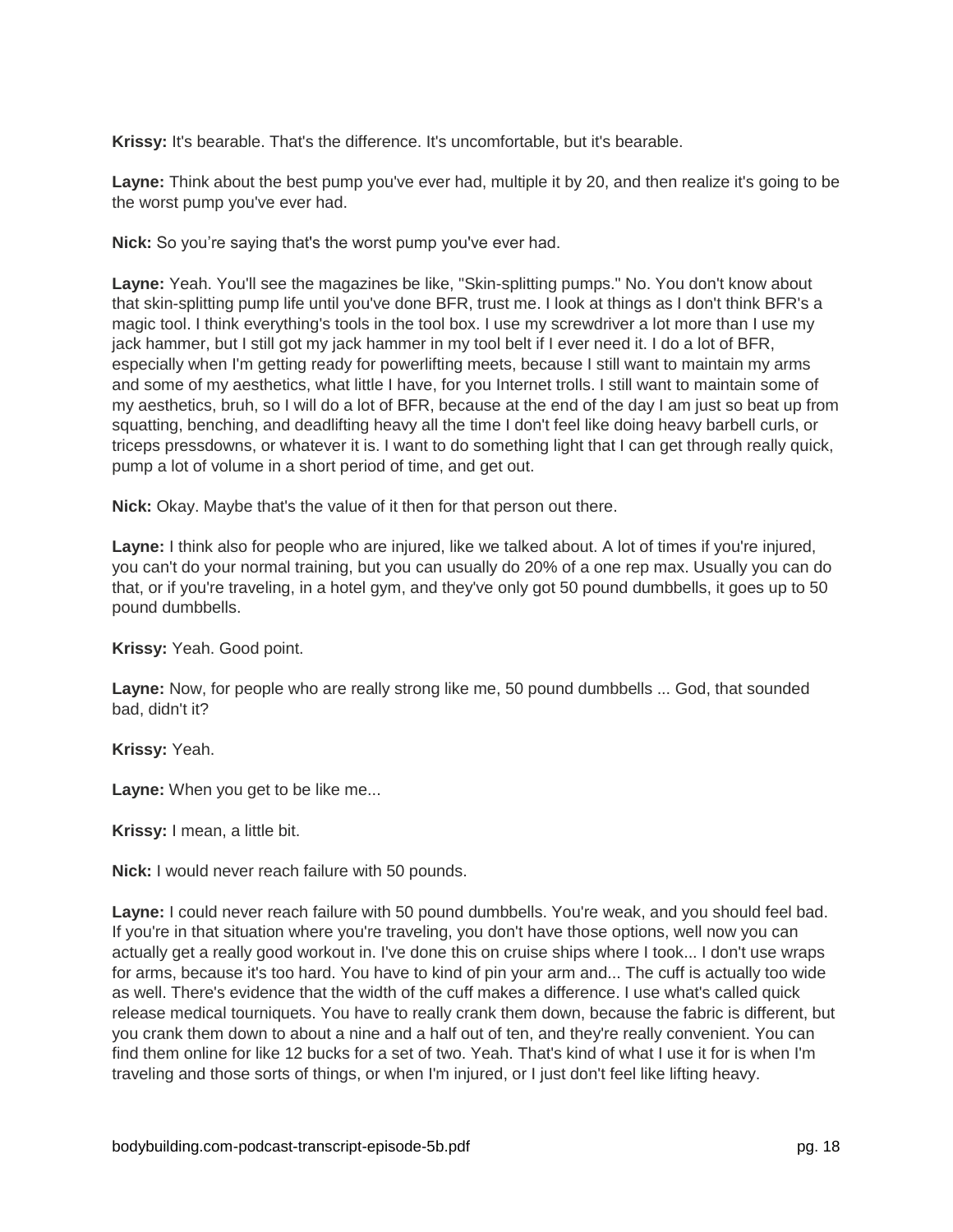**Krissy:** It's bearable. That's the difference. It's uncomfortable, but it's bearable.

**Layne:** Think about the best pump you've ever had, multiple it by 20, and then realize it's going to be the worst pump you've ever had.

**Nick:** So you're saying that's the worst pump you've ever had.

**Layne:** Yeah. You'll see the magazines be like, "Skin-splitting pumps." No. You don't know about that skin-splitting pump life until you've done BFR, trust me. I look at things as I don't think BFR's a magic tool. I think everything's tools in the tool box. I use my screwdriver a lot more than I use my jack hammer, but I still got my jack hammer in my tool belt if I ever need it. I do a lot of BFR, especially when I'm getting ready for powerlifting meets, because I still want to maintain my arms and some of my aesthetics, what little I have, for you Internet trolls. I still want to maintain some of my aesthetics, bruh, so I will do a lot of BFR, because at the end of the day I am just so beat up from squatting, benching, and deadlifting heavy all the time I don't feel like doing heavy barbell curls, or triceps pressdowns, or whatever it is. I want to do something light that I can get through really quick, pump a lot of volume in a short period of time, and get out.

**Nick:** Okay. Maybe that's the value of it then for that person out there.

**Layne:** I think also for people who are injured, like we talked about. A lot of times if you're injured, you can't do your normal training, but you can usually do 20% of a one rep max. Usually you can do that, or if you're traveling, in a hotel gym, and they've only got 50 pound dumbbells, it goes up to 50 pound dumbbells.

**Krissy:** Yeah. Good point.

**Layne:** Now, for people who are really strong like me, 50 pound dumbbells ... God, that sounded bad, didn't it?

**Krissy:** Yeah.

**Layne:** When you get to be like me...

**Krissy:** I mean, a little bit.

**Nick:** I would never reach failure with 50 pounds.

**Layne:** I could never reach failure with 50 pound dumbbells. You're weak, and you should feel bad. If you're in that situation where you're traveling, you don't have those options, well now you can actually get a really good workout in. I've done this on cruise ships where I took... I don't use wraps for arms, because it's too hard. You have to kind of pin your arm and... The cuff is actually too wide as well. There's evidence that the width of the cuff makes a difference. I use what's called quick release medical tourniquets. You have to really crank them down, because the fabric is different, but you crank them down to about a nine and a half out of ten, and they're really convenient. You can find them online for like 12 bucks for a set of two. Yeah. That's kind of what I use it for is when I'm traveling and those sorts of things, or when I'm injured, or I just don't feel like lifting heavy.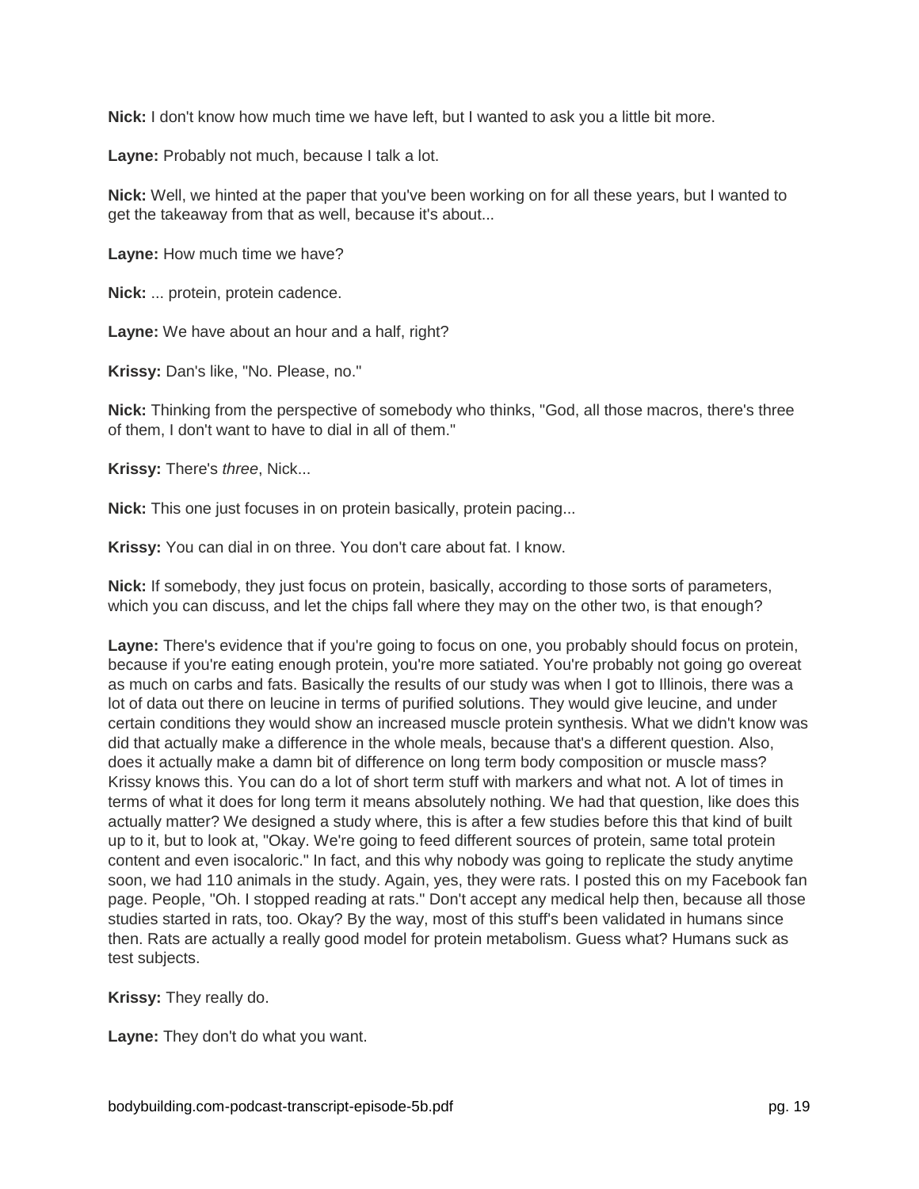**Nick:** I don't know how much time we have left, but I wanted to ask you a little bit more.

**Layne:** Probably not much, because I talk a lot.

**Nick:** Well, we hinted at the paper that you've been working on for all these years, but I wanted to get the takeaway from that as well, because it's about...

**Layne:** How much time we have?

**Nick:** ... protein, protein cadence.

**Layne:** We have about an hour and a half, right?

**Krissy:** Dan's like, "No. Please, no."

**Nick:** Thinking from the perspective of somebody who thinks, "God, all those macros, there's three of them, I don't want to have to dial in all of them."

**Krissy:** There's *three*, Nick...

**Nick:** This one just focuses in on protein basically, protein pacing...

**Krissy:** You can dial in on three. You don't care about fat. I know.

**Nick:** If somebody, they just focus on protein, basically, according to those sorts of parameters, which you can discuss, and let the chips fall where they may on the other two, is that enough?

**Layne:** There's evidence that if you're going to focus on one, you probably should focus on protein, because if you're eating enough protein, you're more satiated. You're probably not going go overeat as much on carbs and fats. Basically the results of our study was when I got to Illinois, there was a lot of data out there on leucine in terms of purified solutions. They would give leucine, and under certain conditions they would show an increased muscle protein synthesis. What we didn't know was did that actually make a difference in the whole meals, because that's a different question. Also, does it actually make a damn bit of difference on long term body composition or muscle mass? Krissy knows this. You can do a lot of short term stuff with markers and what not. A lot of times in terms of what it does for long term it means absolutely nothing. We had that question, like does this actually matter? We designed a study where, this is after a few studies before this that kind of built up to it, but to look at, "Okay. We're going to feed different sources of protein, same total protein content and even isocaloric." In fact, and this why nobody was going to replicate the study anytime soon, we had 110 animals in the study. Again, yes, they were rats. I posted this on my Facebook fan page. People, "Oh. I stopped reading at rats." Don't accept any medical help then, because all those studies started in rats, too. Okay? By the way, most of this stuff's been validated in humans since then. Rats are actually a really good model for protein metabolism. Guess what? Humans suck as test subjects.

**Krissy:** They really do.

**Layne:** They don't do what you want.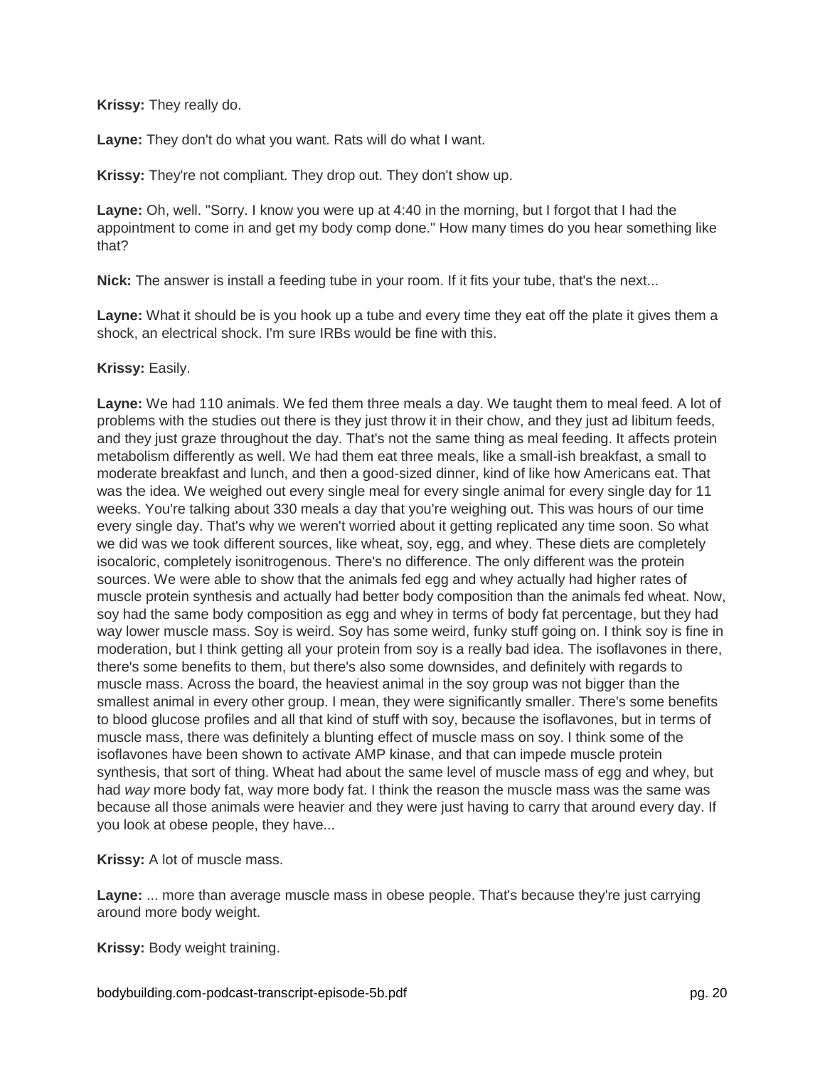**Krissy:** They really do.

**Layne:** They don't do what you want. Rats will do what I want.

**Krissy:** They're not compliant. They drop out. They don't show up.

**Layne:** Oh, well. "Sorry. I know you were up at 4:40 in the morning, but I forgot that I had the appointment to come in and get my body comp done." How many times do you hear something like that?

**Nick:** The answer is install a feeding tube in your room. If it fits your tube, that's the next...

**Layne:** What it should be is you hook up a tube and every time they eat off the plate it gives them a shock, an electrical shock. I'm sure IRBs would be fine with this.

**Krissy:** Easily.

**Layne:** We had 110 animals. We fed them three meals a day. We taught them to meal feed. A lot of problems with the studies out there is they just throw it in their chow, and they just ad libitum feeds, and they just graze throughout the day. That's not the same thing as meal feeding. It affects protein metabolism differently as well. We had them eat three meals, like a small-ish breakfast, a small to moderate breakfast and lunch, and then a good-sized dinner, kind of like how Americans eat. That was the idea. We weighed out every single meal for every single animal for every single day for 11 weeks. You're talking about 330 meals a day that you're weighing out. This was hours of our time every single day. That's why we weren't worried about it getting replicated any time soon. So what we did was we took different sources, like wheat, soy, egg, and whey. These diets are completely isocaloric, completely isonitrogenous. There's no difference. The only different was the protein sources. We were able to show that the animals fed egg and whey actually had higher rates of muscle protein synthesis and actually had better body composition than the animals fed wheat. Now, soy had the same body composition as egg and whey in terms of body fat percentage, but they had way lower muscle mass. Soy is weird. Soy has some weird, funky stuff going on. I think soy is fine in moderation, but I think getting all your protein from soy is a really bad idea. The isoflavones in there, there's some benefits to them, but there's also some downsides, and definitely with regards to muscle mass. Across the board, the heaviest animal in the soy group was not bigger than the smallest animal in every other group. I mean, they were significantly smaller. There's some benefits to blood glucose profiles and all that kind of stuff with soy, because the isoflavones, but in terms of muscle mass, there was definitely a blunting effect of muscle mass on soy. I think some of the isoflavones have been shown to activate AMP kinase, and that can impede muscle protein synthesis, that sort of thing. Wheat had about the same level of muscle mass of egg and whey, but had *way* more body fat, way more body fat. I think the reason the muscle mass was the same was because all those animals were heavier and they were just having to carry that around every day. If you look at obese people, they have...

**Krissy:** A lot of muscle mass.

**Layne:** ... more than average muscle mass in obese people. That's because they're just carrying around more body weight.

**Krissy:** Body weight training.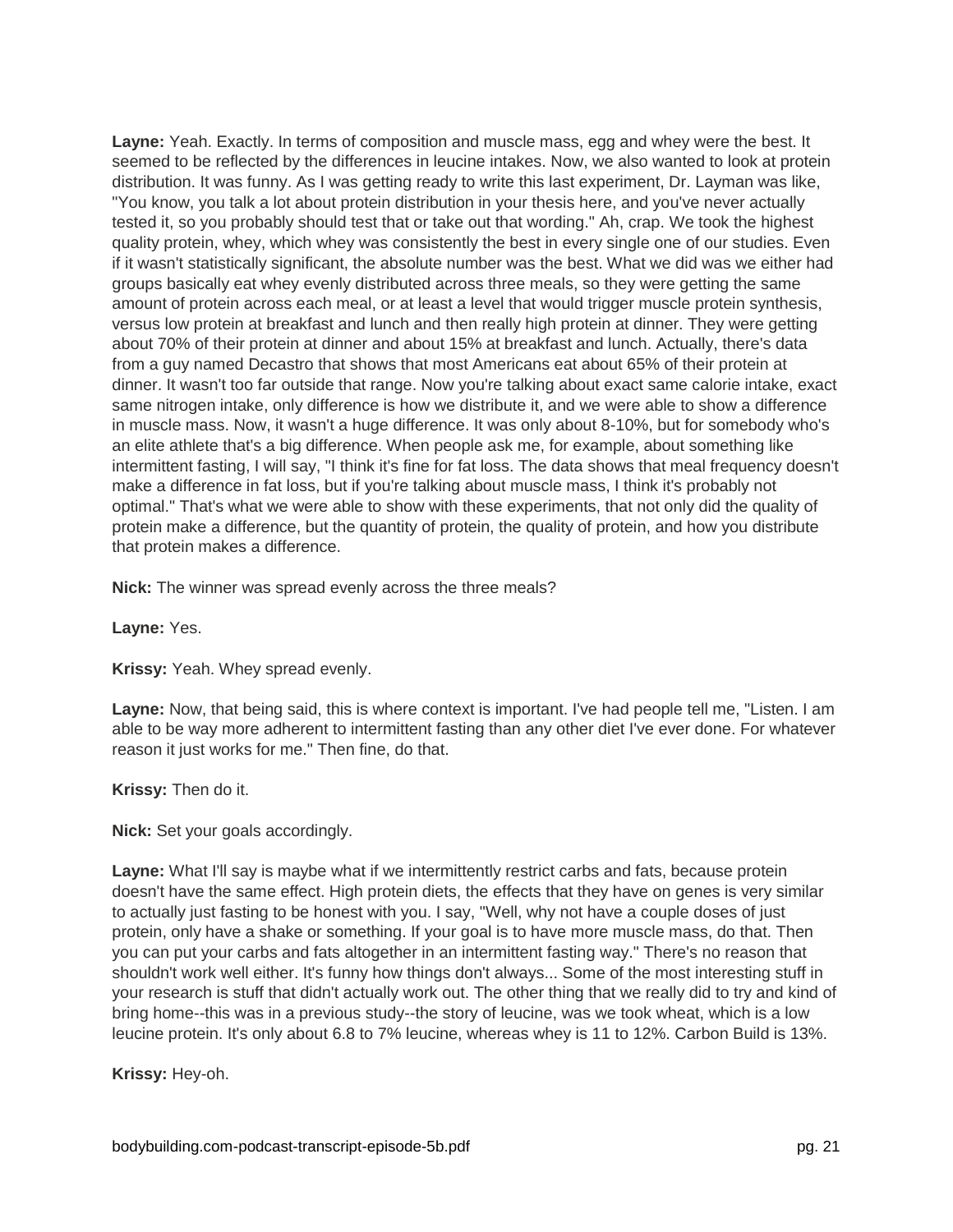**Layne:** Yeah. Exactly. In terms of composition and muscle mass, egg and whey were the best. It seemed to be reflected by the differences in leucine intakes. Now, we also wanted to look at protein distribution. It was funny. As I was getting ready to write this last experiment, Dr. Layman was like, "You know, you talk a lot about protein distribution in your thesis here, and you've never actually tested it, so you probably should test that or take out that wording." Ah, crap. We took the highest quality protein, whey, which whey was consistently the best in every single one of our studies. Even if it wasn't statistically significant, the absolute number was the best. What we did was we either had groups basically eat whey evenly distributed across three meals, so they were getting the same amount of protein across each meal, or at least a level that would trigger muscle protein synthesis, versus low protein at breakfast and lunch and then really high protein at dinner. They were getting about 70% of their protein at dinner and about 15% at breakfast and lunch. Actually, there's data from a guy named Decastro that shows that most Americans eat about 65% of their protein at dinner. It wasn't too far outside that range. Now you're talking about exact same calorie intake, exact same nitrogen intake, only difference is how we distribute it, and we were able to show a difference in muscle mass. Now, it wasn't a huge difference. It was only about 8-10%, but for somebody who's an elite athlete that's a big difference. When people ask me, for example, about something like intermittent fasting, I will say, "I think it's fine for fat loss. The data shows that meal frequency doesn't make a difference in fat loss, but if you're talking about muscle mass, I think it's probably not optimal." That's what we were able to show with these experiments, that not only did the quality of protein make a difference, but the quantity of protein, the quality of protein, and how you distribute that protein makes a difference.

**Nick:** The winner was spread evenly across the three meals?

**Layne:** Yes.

**Krissy:** Yeah. Whey spread evenly.

**Layne:** Now, that being said, this is where context is important. I've had people tell me, "Listen. I am able to be way more adherent to intermittent fasting than any other diet I've ever done. For whatever reason it just works for me." Then fine, do that.

**Krissy:** Then do it.

**Nick:** Set your goals accordingly.

**Layne:** What I'll say is maybe what if we intermittently restrict carbs and fats, because protein doesn't have the same effect. High protein diets, the effects that they have on genes is very similar to actually just fasting to be honest with you. I say, "Well, why not have a couple doses of just protein, only have a shake or something. If your goal is to have more muscle mass, do that. Then you can put your carbs and fats altogether in an intermittent fasting way." There's no reason that shouldn't work well either. It's funny how things don't always... Some of the most interesting stuff in your research is stuff that didn't actually work out. The other thing that we really did to try and kind of bring home--this was in a previous study--the story of leucine, was we took wheat, which is a low leucine protein. It's only about 6.8 to 7% leucine, whereas whey is 11 to 12%. Carbon Build is 13%.

**Krissy:** Hey-oh.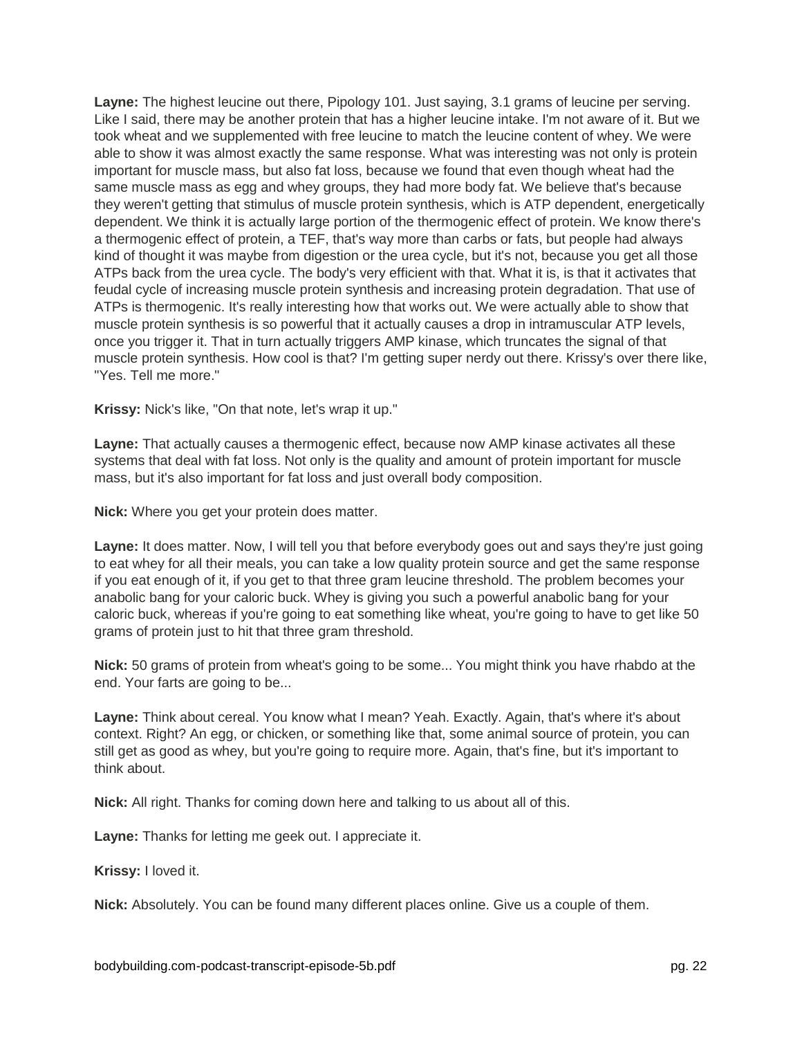**Layne:** The highest leucine out there, Pipology 101. Just saying, 3.1 grams of leucine per serving. Like I said, there may be another protein that has a higher leucine intake. I'm not aware of it. But we took wheat and we supplemented with free leucine to match the leucine content of whey. We were able to show it was almost exactly the same response. What was interesting was not only is protein important for muscle mass, but also fat loss, because we found that even though wheat had the same muscle mass as egg and whey groups, they had more body fat. We believe that's because they weren't getting that stimulus of muscle protein synthesis, which is ATP dependent, energetically dependent. We think it is actually large portion of the thermogenic effect of protein. We know there's a thermogenic effect of protein, a TEF, that's way more than carbs or fats, but people had always kind of thought it was maybe from digestion or the urea cycle, but it's not, because you get all those ATPs back from the urea cycle. The body's very efficient with that. What it is, is that it activates that feudal cycle of increasing muscle protein synthesis and increasing protein degradation. That use of ATPs is thermogenic. It's really interesting how that works out. We were actually able to show that muscle protein synthesis is so powerful that it actually causes a drop in intramuscular ATP levels, once you trigger it. That in turn actually triggers AMP kinase, which truncates the signal of that muscle protein synthesis. How cool is that? I'm getting super nerdy out there. Krissy's over there like, "Yes. Tell me more."

**Krissy:** Nick's like, "On that note, let's wrap it up."

**Layne:** That actually causes a thermogenic effect, because now AMP kinase activates all these systems that deal with fat loss. Not only is the quality and amount of protein important for muscle mass, but it's also important for fat loss and just overall body composition.

**Nick:** Where you get your protein does matter.

**Layne:** It does matter. Now, I will tell you that before everybody goes out and says they're just going to eat whey for all their meals, you can take a low quality protein source and get the same response if you eat enough of it, if you get to that three gram leucine threshold. The problem becomes your anabolic bang for your caloric buck. Whey is giving you such a powerful anabolic bang for your caloric buck, whereas if you're going to eat something like wheat, you're going to have to get like 50 grams of protein just to hit that three gram threshold.

**Nick:** 50 grams of protein from wheat's going to be some... You might think you have rhabdo at the end. Your farts are going to be...

**Layne:** Think about cereal. You know what I mean? Yeah. Exactly. Again, that's where it's about context. Right? An egg, or chicken, or something like that, some animal source of protein, you can still get as good as whey, but you're going to require more. Again, that's fine, but it's important to think about.

**Nick:** All right. Thanks for coming down here and talking to us about all of this.

**Layne:** Thanks for letting me geek out. I appreciate it.

**Krissy:** I loved it.

**Nick:** Absolutely. You can be found many different places online. Give us a couple of them.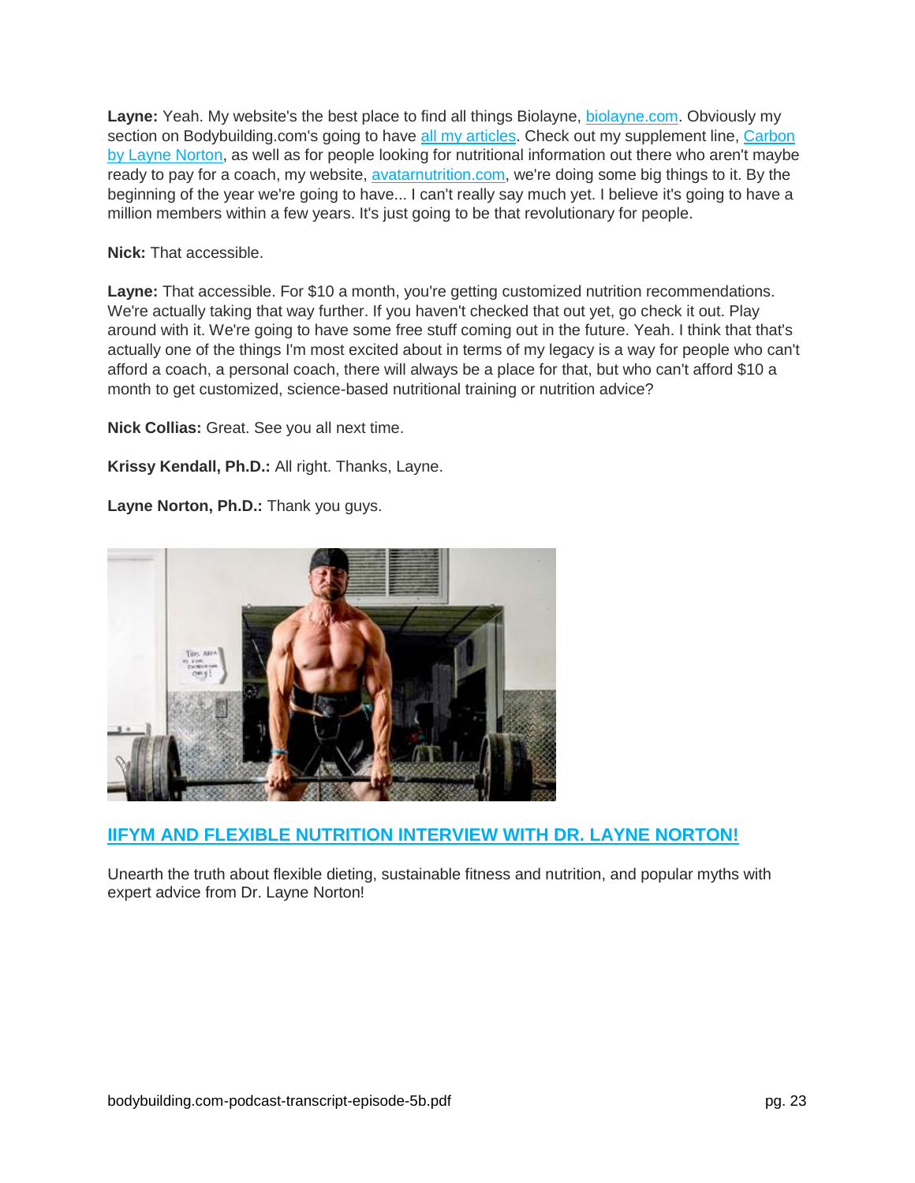**Layne:** Yeah. My website's the best place to find all things Biolayne, biolayne.com. Obviously my section on Bodybuilding.com's going to have all my articles. Check out my supplement line, Carbon by Layne Norton, as well as for people looking for nutritional information out there who aren't maybe ready to pay for a coach, my website, avatarnutrition.com, we're doing some big things to it. By the beginning of the year we're going to have... I can't really say much yet. I believe it's going to have a million members within a few years. It's just going to be that revolutionary for people.

**Nick:** That accessible.

**Layne:** That accessible. For $10 a month, you're getting customized nutrition recommendations. We're actually taking that way further. If you haven't checked that out yet, go check it out. Play around with it. We're going to have some free stuff coming out in the future. Yeah. I think that that's actually one of the things I'm most excited about in terms of my legacy is a way for people who can't afford a coach, a personal coach, there will always be a place for that, but who can't afford $10 a month to get customized, science-based nutritional training or nutrition advice?

**Nick Collias:** Great. See you all next time.

**Krissy Kendall, Ph.D.:** All right. Thanks, Layne.

**Layne Norton, Ph.D.:** Thank you guys.

## IIFYM AND FLEXIBLE NUTRITION INTERVIEW WITH DR. LAYNE NORTON!

Unearth the truth about flexible dieting, sustainable fitness and nutrition, and popular myths with expert advice from Dr. Layne Norton!